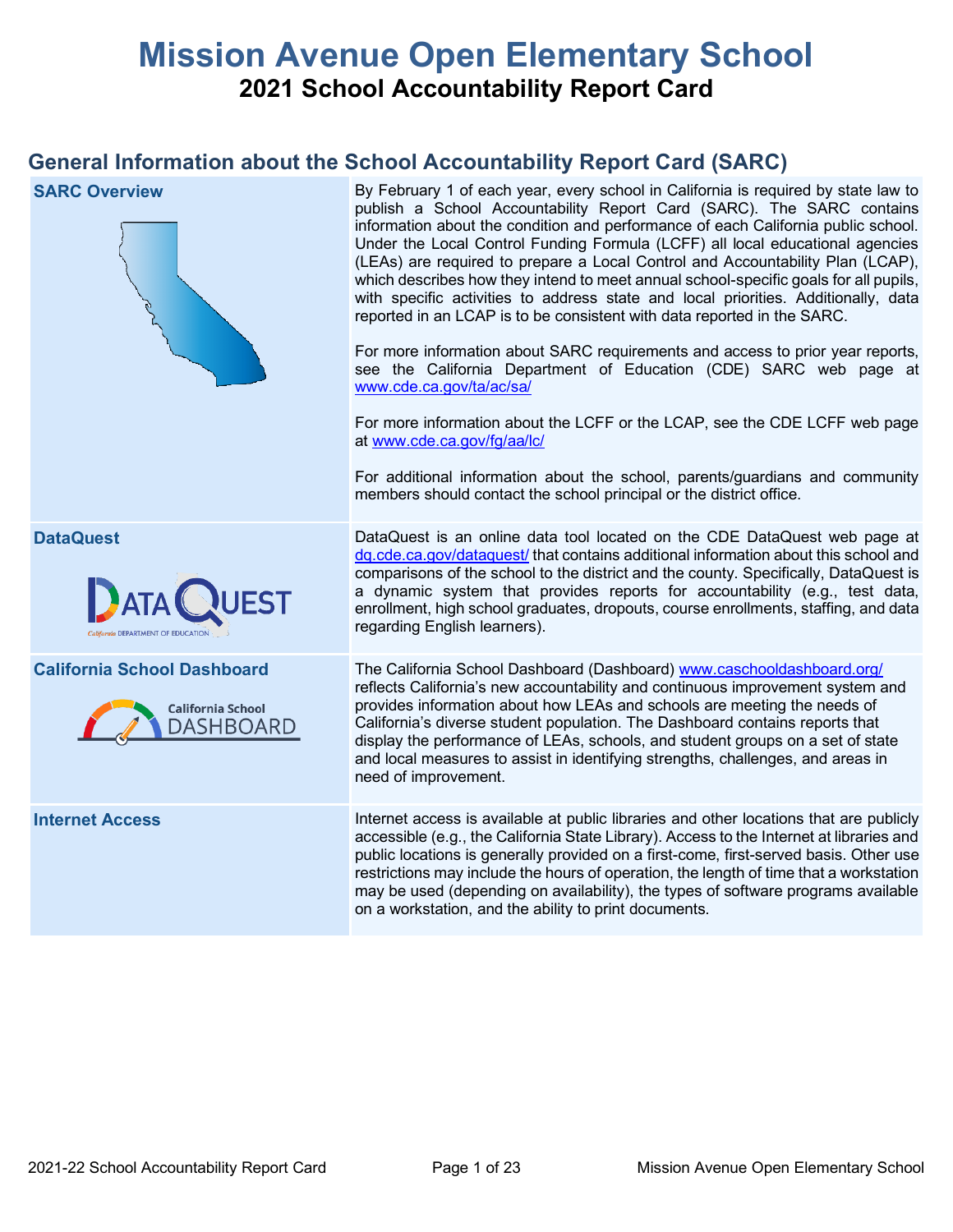# Mission Avenue Open Elementary School

## 2021 School Accountability Report Card

## General Information about the School Accountability Report Card (SARC)

| | |
|---|---|
| **SARC Overview** | By February 1 of each year, every school in California is required by state law to publish a School Accountability Report Card (SARC). The SARC contains information about the condition and performance of each California public school. Under the Local Control Funding Formula (LCFF) all local educational agencies (LEAs) are required to prepare a Local Control and Accountability Plan (LCAP), which describes how they intend to meet annual school-specific goals for all pupils, with specific activities to address state and local priorities. Additionally, data reported in an LCAP is to be consistent with data reported in the SARC.<br><br>For more information about SARC requirements and access to prior year reports, see the California Department of Education (CDE) SARC web page at www.cde.ca.gov/ta/ac/sa/<br><br>For more information about the LCFF or the LCAP, see the CDE LCFF web page at www.cde.ca.gov/fg/aa/lc/<br><br>For additional information about the school, parents/guardians and community members should contact the school principal or the district office. |
| **DataQuest** | DataQuest is an online data tool located on the CDE DataQuest web page at dq.cde.ca.gov/dataquest/ that contains additional information about this school and comparisons of the school to the district and the county. Specifically, DataQuest is a dynamic system that provides reports for accountability (e.g., test data, enrollment, high school graduates, dropouts, course enrollments, staffing, and data regarding English learners). |
| **California School Dashboard** | The California School Dashboard (Dashboard) www.caschooldashboard.org/ reflects California's new accountability and continuous improvement system and provides information about how LEAs and schools are meeting the needs of California's diverse student population. The Dashboard contains reports that display the performance of LEAs, schools, and student groups on a set of state and local measures to assist in identifying strengths, challenges, and areas in need of improvement. |
| **Internet Access** | Internet access is available at public libraries and other locations that are publicly accessible (e.g., the California State Library). Access to the Internet at libraries and public locations is generally provided on a first-come, first-served basis. Other use restrictions may include the hours of operation, the length of time that a workstation may be used (depending on availability), the types of software programs available on a workstation, and the ability to print documents. |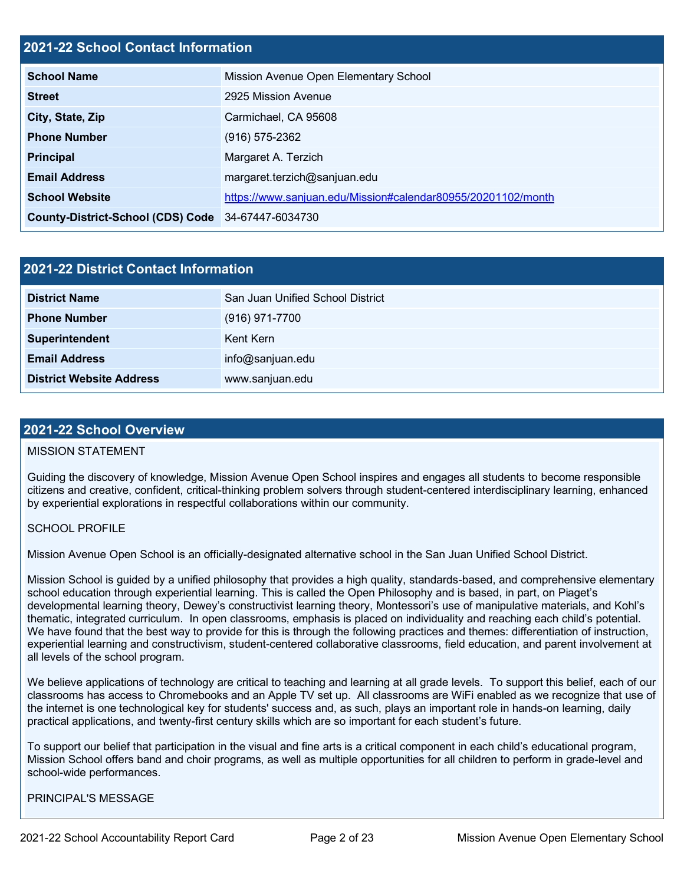## 2021-22 School Contact Information

| | |
|---|---|
| **School Name** | Mission Avenue Open Elementary School |
| **Street** | 2925 Mission Avenue |
| **City, State, Zip** | Carmichael, CA 95608 |
| **Phone Number** | (916) 575-2362 |
| **Principal** | Margaret A. Terzich |
| **Email Address** | margaret.terzich@sanjuan.edu |
| **School Website** | https://www.sanjuan.edu/Mission#calendar80955/20201102/month |
| **County-District-School (CDS) Code** | 34-67447-6034730 |

## 2021-22 District Contact Information

| | |
|---|---|
| **District Name** | San Juan Unified School District |
| **Phone Number** | (916) 971-7700 |
| **Superintendent** | Kent Kern |
| **Email Address** | info@sanjuan.edu |
| **District Website Address** | www.sanjuan.edu |

## 2021-22 School Overview

MISSION STATEMENT

Guiding the discovery of knowledge, Mission Avenue Open School inspires and engages all students to become responsible citizens and creative, confident, critical-thinking problem solvers through student-centered interdisciplinary learning, enhanced by experiential explorations in respectful collaborations within our community.

SCHOOL PROFILE

Mission Avenue Open School is an officially-designated alternative school in the San Juan Unified School District.

Mission School is guided by a unified philosophy that provides a high quality, standards-based, and comprehensive elementary school education through experiential learning. This is called the Open Philosophy and is based, in part, on Piaget's developmental learning theory, Dewey's constructivist learning theory, Montessori's use of manipulative materials, and Kohl's thematic, integrated curriculum. In open classrooms, emphasis is placed on individuality and reaching each child's potential. We have found that the best way to provide for this is through the following practices and themes: differentiation of instruction, experiential learning and constructivism, student-centered collaborative classrooms, field education, and parent involvement at all levels of the school program.

We believe applications of technology are critical to teaching and learning at all grade levels. To support this belief, each of our classrooms has access to Chromebooks and an Apple TV set up. All classrooms are WiFi enabled as we recognize that use of the internet is one technological key for students' success and, as such, plays an important role in hands-on learning, daily practical applications, and twenty-first century skills which are so important for each student's future.

To support our belief that participation in the visual and fine arts is a critical component in each child's educational program, Mission School offers band and choir programs, as well as multiple opportunities for all children to perform in grade-level and school-wide performances.

PRINCIPAL'S MESSAGE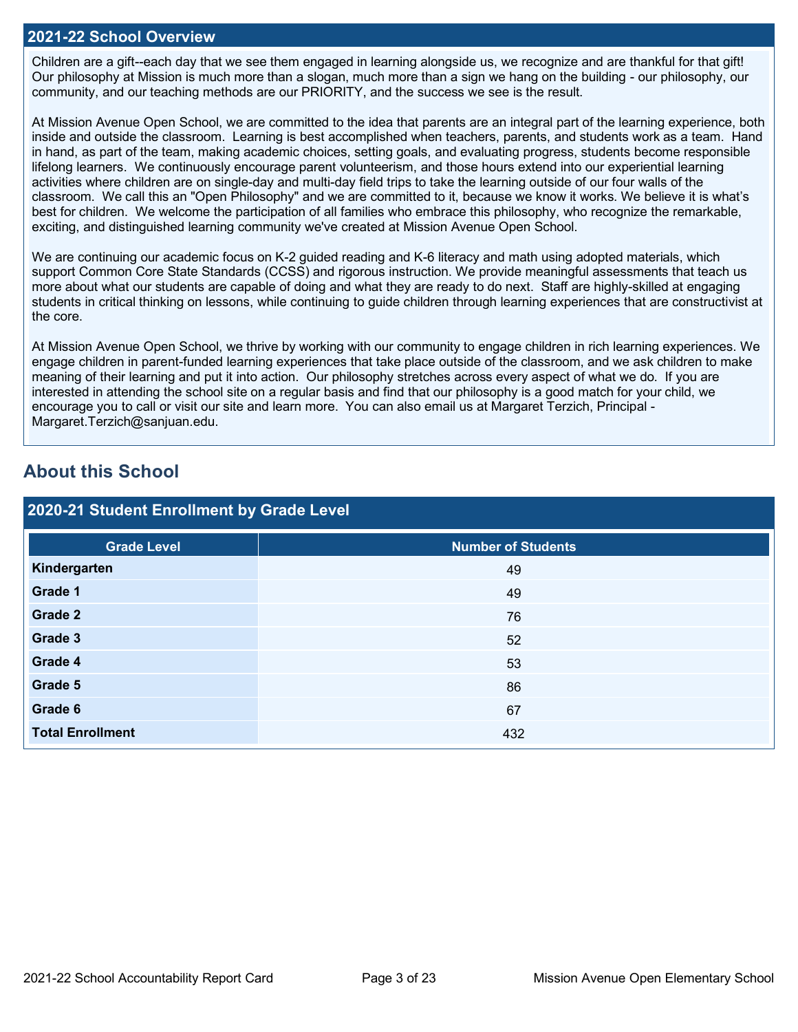## 2021-22 School Overview

Children are a gift--each day that we see them engaged in learning alongside us, we recognize and are thankful for that gift! Our philosophy at Mission is much more than a slogan, much more than a sign we hang on the building - our philosophy, our community, and our teaching methods are our PRIORITY, and the success we see is the result.

At Mission Avenue Open School, we are committed to the idea that parents are an integral part of the learning experience, both inside and outside the classroom. Learning is best accomplished when teachers, parents, and students work as a team. Hand in hand, as part of the team, making academic choices, setting goals, and evaluating progress, students become responsible lifelong learners. We continuously encourage parent volunteerism, and those hours extend into our experiential learning activities where children are on single-day and multi-day field trips to take the learning outside of our four walls of the classroom. We call this an "Open Philosophy" and we are committed to it, because we know it works. We believe it is what's best for children. We welcome the participation of all families who embrace this philosophy, who recognize the remarkable, exciting, and distinguished learning community we've created at Mission Avenue Open School.

We are continuing our academic focus on K-2 guided reading and K-6 literacy and math using adopted materials, which support Common Core State Standards (CCSS) and rigorous instruction. We provide meaningful assessments that teach us more about what our students are capable of doing and what they are ready to do next. Staff are highly-skilled at engaging students in critical thinking on lessons, while continuing to guide children through learning experiences that are constructivist at the core.

At Mission Avenue Open School, we thrive by working with our community to engage children in rich learning experiences. We engage children in parent-funded learning experiences that take place outside of the classroom, and we ask children to make meaning of their learning and put it into action. Our philosophy stretches across every aspect of what we do. If you are interested in attending the school site on a regular basis and find that our philosophy is a good match for your child, we encourage you to call or visit our site and learn more. You can also email us at Margaret Terzich, Principal - Margaret.Terzich@sanjuan.edu.

# About this School

## 2020-21 Student Enrollment by Grade Level

| Grade Level | Number of Students |
|---|---|
| **Kindergarten** | 49 |
| **Grade 1** | 49 |
| **Grade 2** | 76 |
| **Grade 3** | 52 |
| **Grade 4** | 53 |
| **Grade 5** | 86 |
| **Grade 6** | 67 |
| **Total Enrollment** | 432 |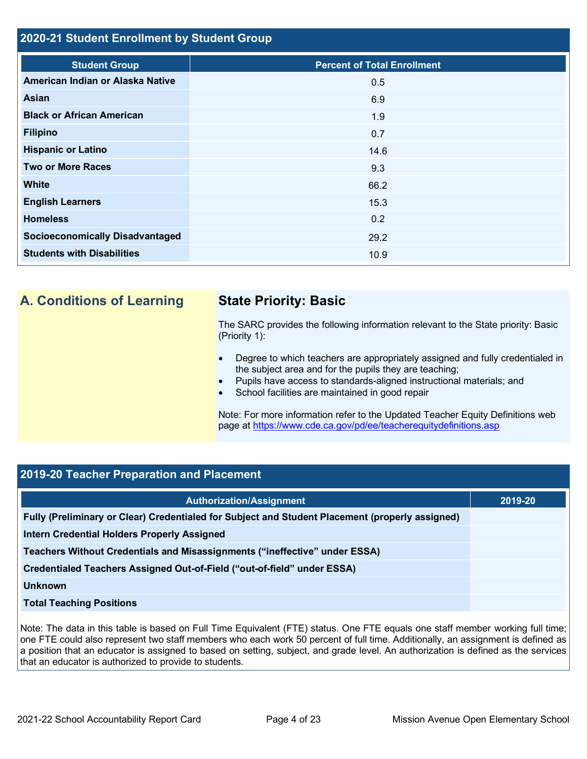## 2020-21 Student Enrollment by Student Group

| Student Group | Percent of Total Enrollment |
| --- | --- |
| American Indian or Alaska Native | 0.5 |
| Asian | 6.9 |
| Black or African American | 1.9 |
| Filipino | 0.7 |
| Hispanic or Latino | 14.6 |
| Two or More Races | 9.3 |
| White | 66.2 |
| English Learners | 15.3 |
| Homeless | 0.2 |
| Socioeconomically Disadvantaged | 29.2 |
| Students with Disabilities | 10.9 |

## A. Conditions of Learning

### State Priority: Basic

The SARC provides the following information relevant to the State priority: Basic (Priority 1):

- Degree to which teachers are appropriately assigned and fully credentialed in the subject area and for the pupils they are teaching;
- Pupils have access to standards-aligned instructional materials; and
- School facilities are maintained in good repair

Note: For more information refer to the Updated Teacher Equity Definitions web page at https://www.cde.ca.gov/pd/ee/teacherequitydefinitions.asp

## 2019-20 Teacher Preparation and Placement

| Authorization/Assignment | 2019-20 |
| --- | --- |
| Fully (Preliminary or Clear) Credentialed for Subject and Student Placement (properly assigned) | |
| Intern Credential Holders Properly Assigned | |
| Teachers Without Credentials and Misassignments (“ineffective” under ESSA) | |
| Credentialed Teachers Assigned Out-of-Field (“out-of-field” under ESSA) | |
| Unknown | |
| Total Teaching Positions | |

Note: The data in this table is based on Full Time Equivalent (FTE) status. One FTE equals one staff member working full time; one FTE could also represent two staff members who each work 50 percent of full time. Additionally, an assignment is defined as a position that an educator is assigned to based on setting, subject, and grade level. An authorization is defined as the services that an educator is authorized to provide to students.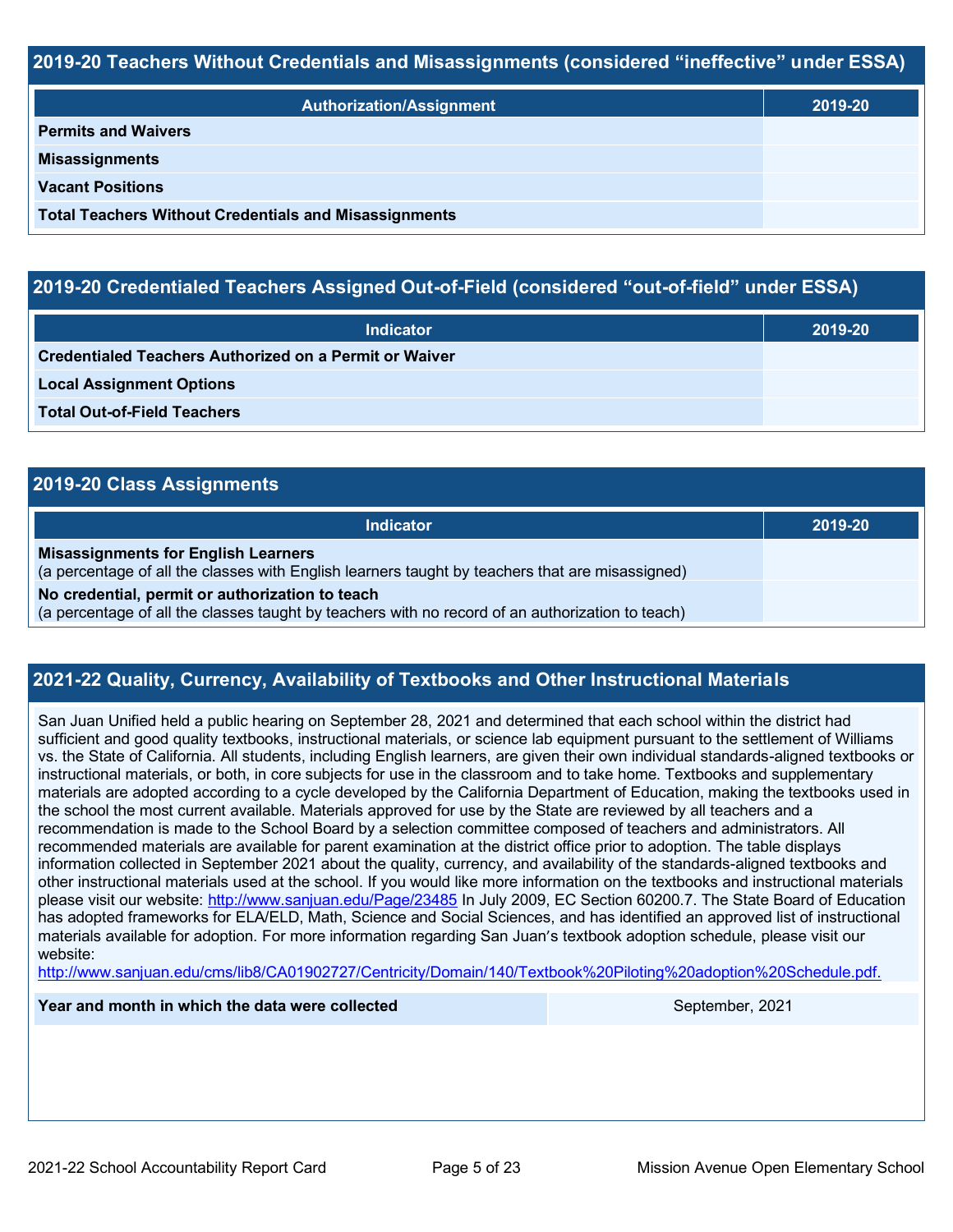## 2019-20 Teachers Without Credentials and Misassignments (considered "ineffective" under ESSA)

| Authorization/Assignment | 2019-20 |
| --- | --- |
| **Permits and Waivers** | |
| **Misassignments** | |
| **Vacant Positions** | |
| **Total Teachers Without Credentials and Misassignments** | |

## 2019-20 Credentialed Teachers Assigned Out-of-Field (considered "out-of-field" under ESSA)

| Indicator | 2019-20 |
| --- | --- |
| **Credentialed Teachers Authorized on a Permit or Waiver** | |
| **Local Assignment Options** | |
| **Total Out-of-Field Teachers** | |

## 2019-20 Class Assignments

| Indicator | 2019-20 |
| --- | --- |
| **Misassignments for English Learners** (a percentage of all the classes with English learners taught by teachers that are misassigned) | |
| **No credential, permit or authorization to teach** (a percentage of all the classes taught by teachers with no record of an authorization to teach) | |

## 2021-22 Quality, Currency, Availability of Textbooks and Other Instructional Materials

San Juan Unified held a public hearing on September 28, 2021 and determined that each school within the district had sufficient and good quality textbooks, instructional materials, or science lab equipment pursuant to the settlement of Williams vs. the State of California. All students, including English learners, are given their own individual standards-aligned textbooks or instructional materials, or both, in core subjects for use in the classroom and to take home. Textbooks and supplementary materials are adopted according to a cycle developed by the California Department of Education, making the textbooks used in the school the most current available. Materials approved for use by the State are reviewed by all teachers and a recommendation is made to the School Board by a selection committee composed of teachers and administrators. All recommended materials are available for parent examination at the district office prior to adoption. The table displays information collected in September 2021 about the quality, currency, and availability of the standards-aligned textbooks and other instructional materials used at the school. If you would like more information on the textbooks and instructional materials please visit our website: http://www.sanjuan.edu/Page/23485 In July 2009, EC Section 60200.7. The State Board of Education has adopted frameworks for ELA/ELD, Math, Science and Social Sciences, and has identified an approved list of instructional materials available for adoption. For more information regarding San Juan's textbook adoption schedule, please visit our website:
http://www.sanjuan.edu/cms/lib8/CA01902727/Centricity/Domain/140/Textbook%20Piloting%20adoption%20Schedule.pdf.

| | |
| --- | --- |
| **Year and month in which the data were collected** | September, 2021 |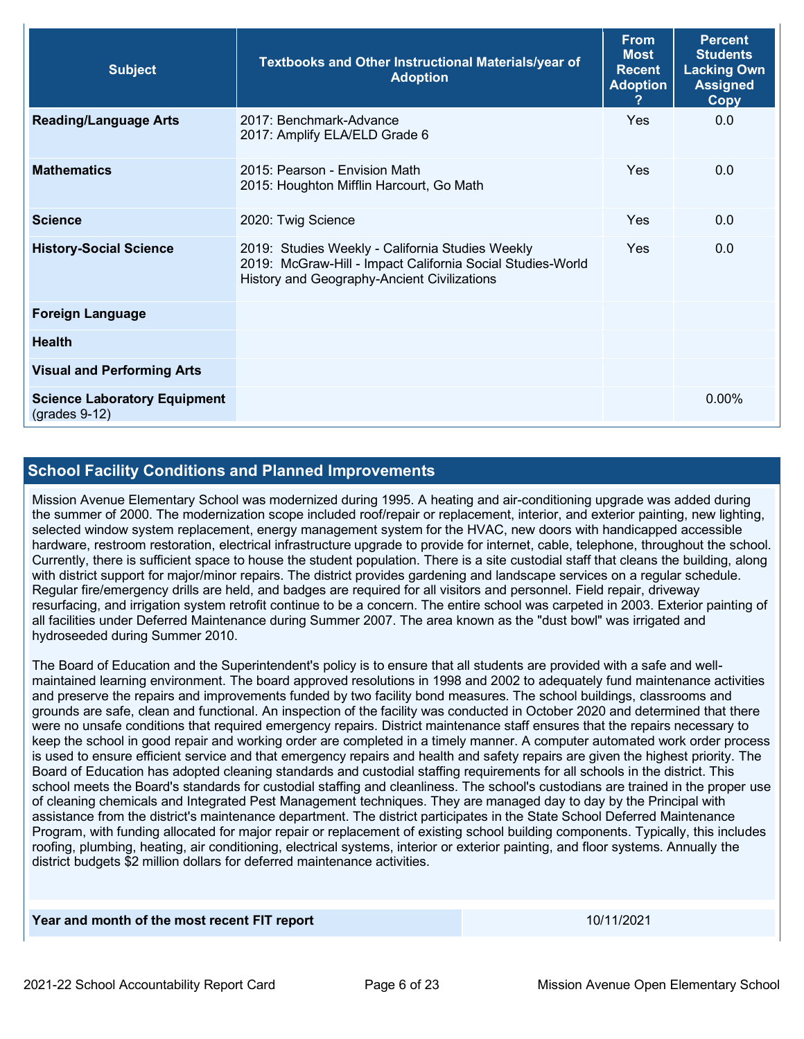| Subject | Textbooks and Other Instructional Materials/year of Adoption | From Most Recent Adoption ? | Percent Students Lacking Own Assigned Copy |
|---|---|---|---|
| **Reading/Language Arts** | 2017: Benchmark-Advance<br>2017: Amplify ELA/ELD Grade 6 | Yes | 0.0 |
| **Mathematics** | 2015: Pearson - Envision Math<br>2015: Houghton Mifflin Harcourt, Go Math | Yes | 0.0 |
| **Science** | 2020: Twig Science | Yes | 0.0 |
| **History-Social Science** | 2019: Studies Weekly - California Studies Weekly<br>2019: McGraw-Hill - Impact California Social Studies-World History and Geography-Ancient Civilizations | Yes | 0.0 |
| **Foreign Language** | | | |
| **Health** | | | |
| **Visual and Performing Arts** | | | |
| **Science Laboratory Equipment** (grades 9-12) | | | 0.00% |

## School Facility Conditions and Planned Improvements

Mission Avenue Elementary School was modernized during 1995. A heating and air-conditioning upgrade was added during the summer of 2000. The modernization scope included roof/repair or replacement, interior, and exterior painting, new lighting, selected window system replacement, energy management system for the HVAC, new doors with handicapped accessible hardware, restroom restoration, electrical infrastructure upgrade to provide for internet, cable, telephone, throughout the school. Currently, there is sufficient space to house the student population. There is a site custodial staff that cleans the building, along with district support for major/minor repairs. The district provides gardening and landscape services on a regular schedule. Regular fire/emergency drills are held, and badges are required for all visitors and personnel. Field repair, driveway resurfacing, and irrigation system retrofit continue to be a concern. The entire school was carpeted in 2003. Exterior painting of all facilities under Deferred Maintenance during Summer 2007. The area known as the "dust bowl" was irrigated and hydroseeded during Summer 2010.

The Board of Education and the Superintendent's policy is to ensure that all students are provided with a safe and well-maintained learning environment. The board approved resolutions in 1998 and 2002 to adequately fund maintenance activities and preserve the repairs and improvements funded by two facility bond measures. The school buildings, classrooms and grounds are safe, clean and functional. An inspection of the facility was conducted in October 2020 and determined that there were no unsafe conditions that required emergency repairs. District maintenance staff ensures that the repairs necessary to keep the school in good repair and working order are completed in a timely manner. A computer automated work order process is used to ensure efficient service and that emergency repairs and health and safety repairs are given the highest priority. The Board of Education has adopted cleaning standards and custodial staffing requirements for all schools in the district. This school meets the Board's standards for custodial staffing and cleanliness. The school's custodians are trained in the proper use of cleaning chemicals and Integrated Pest Management techniques. They are managed day to day by the Principal with assistance from the district's maintenance department. The district participates in the State School Deferred Maintenance Program, with funding allocated for major repair or replacement of existing school building components. Typically, this includes roofing, plumbing, heating, air conditioning, electrical systems, interior or exterior painting, and floor systems. Annually the district budgets $2 million dollars for deferred maintenance activities.

| **Year and month of the most recent FIT report** | 10/11/2021 |
|---|---|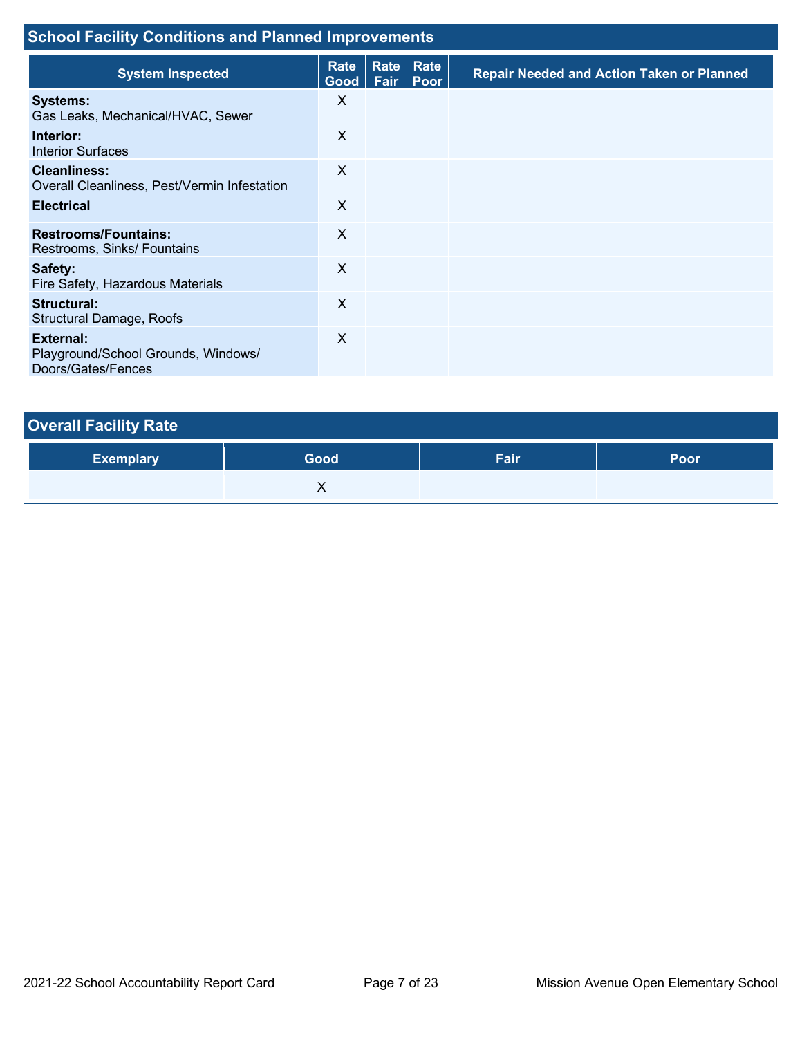## School Facility Conditions and Planned Improvements

| System Inspected | Rate Good | Rate Fair | Rate Poor | Repair Needed and Action Taken or Planned |
|---|---|---|---|---|
| **Systems:** Gas Leaks, Mechanical/HVAC, Sewer | X | | | |
| **Interior:** Interior Surfaces | X | | | |
| **Cleanliness:** Overall Cleanliness, Pest/Vermin Infestation | X | | | |
| **Electrical** | X | | | |
| **Restrooms/Fountains:** Restrooms, Sinks/ Fountains | X | | | |
| **Safety:** Fire Safety, Hazardous Materials | X | | | |
| **Structural:** Structural Damage, Roofs | X | | | |
| **External:** Playground/School Grounds, Windows/ Doors/Gates/Fences | X | | | |

## Overall Facility Rate

| Exemplary | Good | Fair | Poor |
|---|---|---|---|
| | X | | |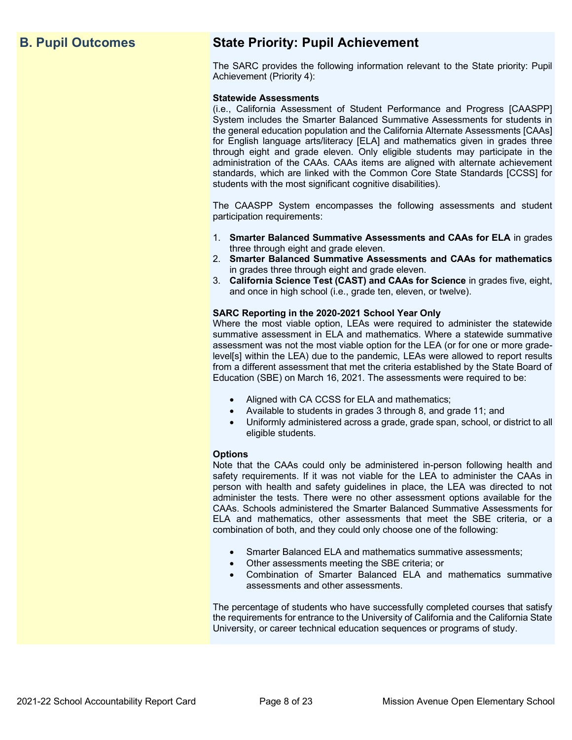## B. Pupil Outcomes

## State Priority: Pupil Achievement

The SARC provides the following information relevant to the State priority: Pupil Achievement (Priority 4):

**Statewide Assessments**
(i.e., California Assessment of Student Performance and Progress [CAASPP] System includes the Smarter Balanced Summative Assessments for students in the general education population and the California Alternate Assessments [CAAs] for English language arts/literacy [ELA] and mathematics given in grades three through eight and grade eleven. Only eligible students may participate in the administration of the CAAs. CAAs items are aligned with alternate achievement standards, which are linked with the Common Core State Standards [CCSS] for students with the most significant cognitive disabilities).

The CAASPP System encompasses the following assessments and student participation requirements:

1. **Smarter Balanced Summative Assessments and CAAs for ELA** in grades three through eight and grade eleven.
2. **Smarter Balanced Summative Assessments and CAAs for mathematics** in grades three through eight and grade eleven.
3. **California Science Test (CAST) and CAAs for Science** in grades five, eight, and once in high school (i.e., grade ten, eleven, or twelve).

**SARC Reporting in the 2020-2021 School Year Only**
Where the most viable option, LEAs were required to administer the statewide summative assessment in ELA and mathematics. Where a statewide summative assessment was not the most viable option for the LEA (or for one or more grade-level[s] within the LEA) due to the pandemic, LEAs were allowed to report results from a different assessment that met the criteria established by the State Board of Education (SBE) on March 16, 2021. The assessments were required to be:

- Aligned with CA CCSS for ELA and mathematics;
- Available to students in grades 3 through 8, and grade 11; and
- Uniformly administered across a grade, grade span, school, or district to all eligible students.

**Options**
Note that the CAAs could only be administered in-person following health and safety requirements. If it was not viable for the LEA to administer the CAAs in person with health and safety guidelines in place, the LEA was directed to not administer the tests. There were no other assessment options available for the CAAs. Schools administered the Smarter Balanced Summative Assessments for ELA and mathematics, other assessments that meet the SBE criteria, or a combination of both, and they could only choose one of the following:

- Smarter Balanced ELA and mathematics summative assessments;
- Other assessments meeting the SBE criteria; or
- Combination of Smarter Balanced ELA and mathematics summative assessments and other assessments.

The percentage of students who have successfully completed courses that satisfy the requirements for entrance to the University of California and the California State University, or career technical education sequences or programs of study.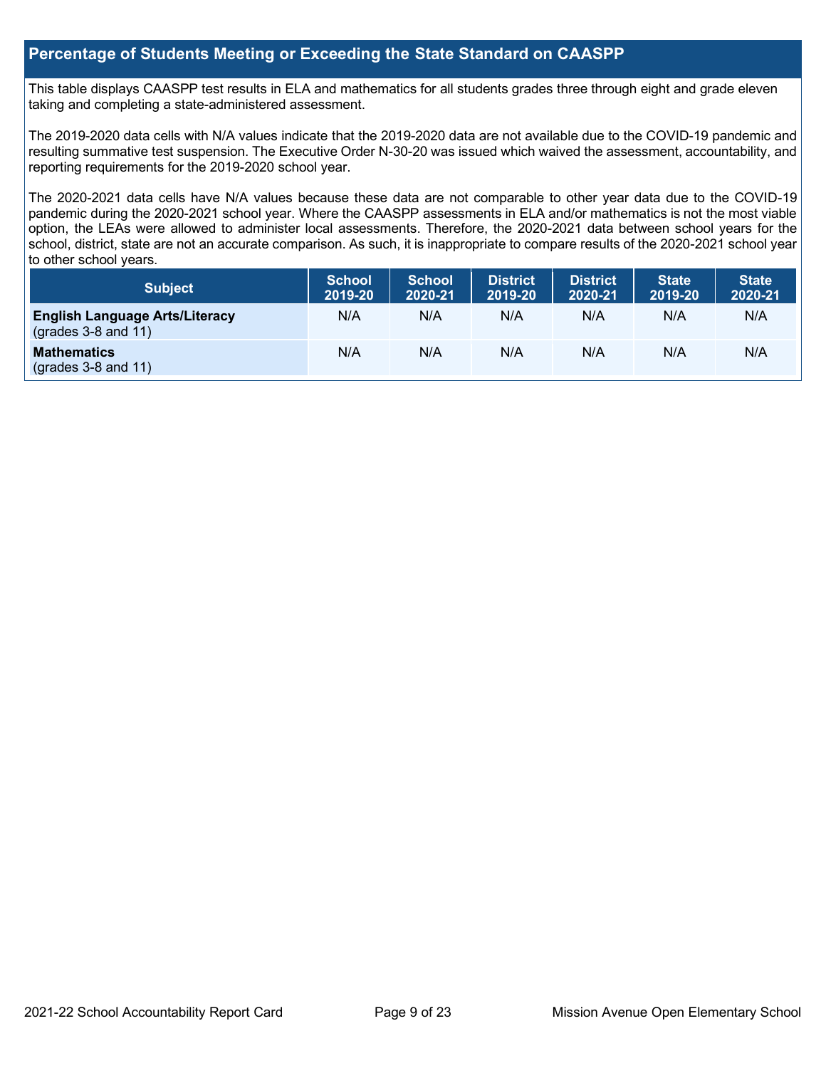## Percentage of Students Meeting or Exceeding the State Standard on CAASPP

This table displays CAASPP test results in ELA and mathematics for all students grades three through eight and grade eleven taking and completing a state-administered assessment.

The 2019-2020 data cells with N/A values indicate that the 2019-2020 data are not available due to the COVID-19 pandemic and resulting summative test suspension. The Executive Order N-30-20 was issued which waived the assessment, accountability, and reporting requirements for the 2019-2020 school year.

The 2020-2021 data cells have N/A values because these data are not comparable to other year data due to the COVID-19 pandemic during the 2020-2021 school year. Where the CAASPP assessments in ELA and/or mathematics is not the most viable option, the LEAs were allowed to administer local assessments. Therefore, the 2020-2021 data between school years for the school, district, state are not an accurate comparison. As such, it is inappropriate to compare results of the 2020-2021 school year to other school years.

| Subject | School 2019-20 | School 2020-21 | District 2019-20 | District 2020-21 | State 2019-20 | State 2020-21 |
|---|---|---|---|---|---|---|
| **English Language Arts/Literacy** (grades 3-8 and 11) | N/A | N/A | N/A | N/A | N/A | N/A |
| **Mathematics** (grades 3-8 and 11) | N/A | N/A | N/A | N/A | N/A | N/A |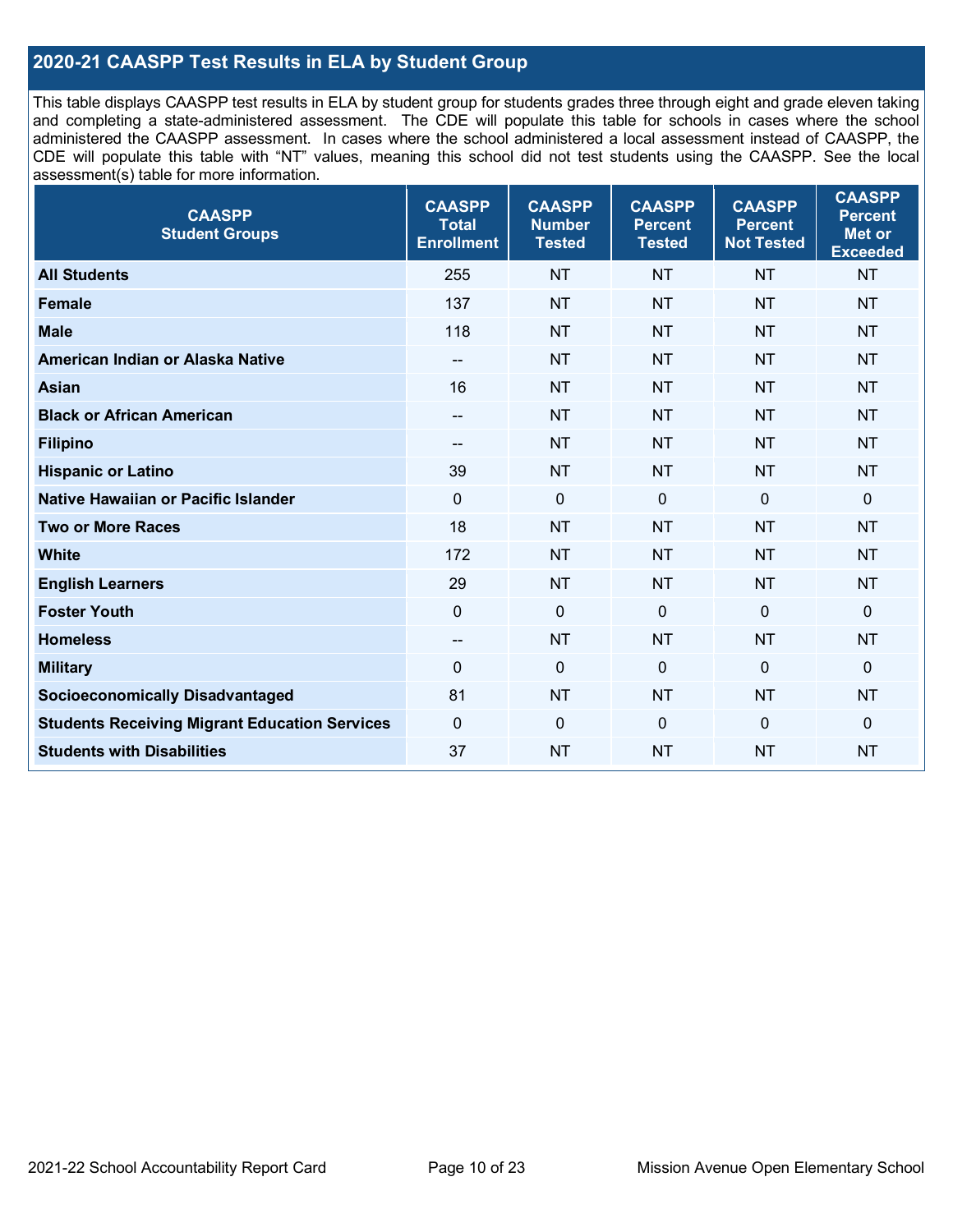## 2020-21 CAASPP Test Results in ELA by Student Group

This table displays CAASPP test results in ELA by student group for students grades three through eight and grade eleven taking and completing a state-administered assessment. The CDE will populate this table for schools in cases where the school administered the CAASPP assessment. In cases where the school administered a local assessment instead of CAASPP, the CDE will populate this table with "NT" values, meaning this school did not test students using the CAASPP. See the local assessment(s) table for more information.

| CAASPP Student Groups | CAASPP Total Enrollment | CAASPP Number Tested | CAASPP Percent Tested | CAASPP Percent Not Tested | CAASPP Percent Met or Exceeded |
|---|---|---|---|---|---|
| **All Students** | 255 | NT | NT | NT | NT |
| **Female** | 137 | NT | NT | NT | NT |
| **Male** | 118 | NT | NT | NT | NT |
| **American Indian or Alaska Native** | -- | NT | NT | NT | NT |
| **Asian** | 16 | NT | NT | NT | NT |
| **Black or African American** | -- | NT | NT | NT | NT |
| **Filipino** | -- | NT | NT | NT | NT |
| **Hispanic or Latino** | 39 | NT | NT | NT | NT |
| **Native Hawaiian or Pacific Islander** | 0 | 0 | 0 | 0 | 0 |
| **Two or More Races** | 18 | NT | NT | NT | NT |
| **White** | 172 | NT | NT | NT | NT |
| **English Learners** | 29 | NT | NT | NT | NT |
| **Foster Youth** | 0 | 0 | 0 | 0 | 0 |
| **Homeless** | -- | NT | NT | NT | NT |
| **Military** | 0 | 0 | 0 | 0 | 0 |
| **Socioeconomically Disadvantaged** | 81 | NT | NT | NT | NT |
| **Students Receiving Migrant Education Services** | 0 | 0 | 0 | 0 | 0 |
| **Students with Disabilities** | 37 | NT | NT | NT | NT |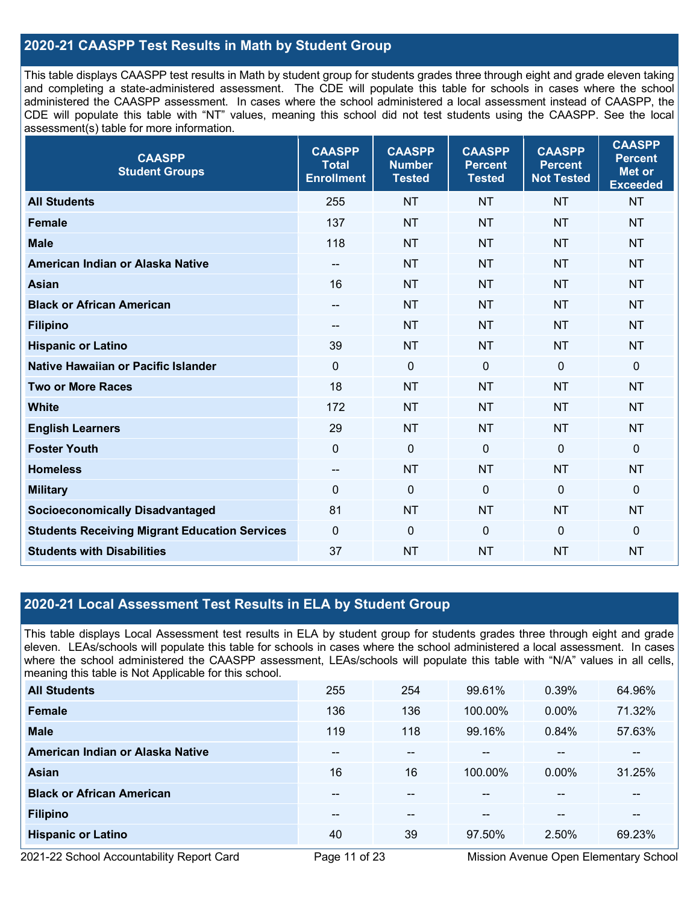## 2020-21 CAASPP Test Results in Math by Student Group

This table displays CAASPP test results in Math by student group for students grades three through eight and grade eleven taking and completing a state-administered assessment. The CDE will populate this table for schools in cases where the school administered the CAASPP assessment. In cases where the school administered a local assessment instead of CAASPP, the CDE will populate this table with "NT" values, meaning this school did not test students using the CAASPP. See the local assessment(s) table for more information.

| CAASPP Student Groups | CAASPP Total Enrollment | CAASPP Number Tested | CAASPP Percent Tested | CAASPP Percent Not Tested | CAASPP Percent Met or Exceeded |
|---|---|---|---|---|---|
| **All Students** | 255 | NT | NT | NT | NT |
| **Female** | 137 | NT | NT | NT | NT |
| **Male** | 118 | NT | NT | NT | NT |
| **American Indian or Alaska Native** | -- | NT | NT | NT | NT |
| **Asian** | 16 | NT | NT | NT | NT |
| **Black or African American** | -- | NT | NT | NT | NT |
| **Filipino** | -- | NT | NT | NT | NT |
| **Hispanic or Latino** | 39 | NT | NT | NT | NT |
| **Native Hawaiian or Pacific Islander** | 0 | 0 | 0 | 0 | 0 |
| **Two or More Races** | 18 | NT | NT | NT | NT |
| **White** | 172 | NT | NT | NT | NT |
| **English Learners** | 29 | NT | NT | NT | NT |
| **Foster Youth** | 0 | 0 | 0 | 0 | 0 |
| **Homeless** | -- | NT | NT | NT | NT |
| **Military** | 0 | 0 | 0 | 0 | 0 |
| **Socioeconomically Disadvantaged** | 81 | NT | NT | NT | NT |
| **Students Receiving Migrant Education Services** | 0 | 0 | 0 | 0 | 0 |
| **Students with Disabilities** | 37 | NT | NT | NT | NT |

## 2020-21 Local Assessment Test Results in ELA by Student Group

This table displays Local Assessment test results in ELA by student group for students grades three through eight and grade eleven. LEAs/schools will populate this table for schools in cases where the school administered a local assessment. In cases where the school administered the CAASPP assessment, LEAs/schools will populate this table with "N/A" values in all cells, meaning this table is Not Applicable for this school.

| | | | | | |
|---|---|---|---|---|---|
| **All Students** | 255 | 254 | 99.61% | 0.39% | 64.96% |
| **Female** | 136 | 136 | 100.00% | 0.00% | 71.32% |
| **Male** | 119 | 118 | 99.16% | 0.84% | 57.63% |
| **American Indian or Alaska Native** | -- | -- | -- | -- | -- |
| **Asian** | 16 | 16 | 100.00% | 0.00% | 31.25% |
| **Black or African American** | -- | -- | -- | -- | -- |
| **Filipino** | -- | -- | -- | -- | -- |
| **Hispanic or Latino** | 40 | 39 | 97.50% | 2.50% | 69.23% |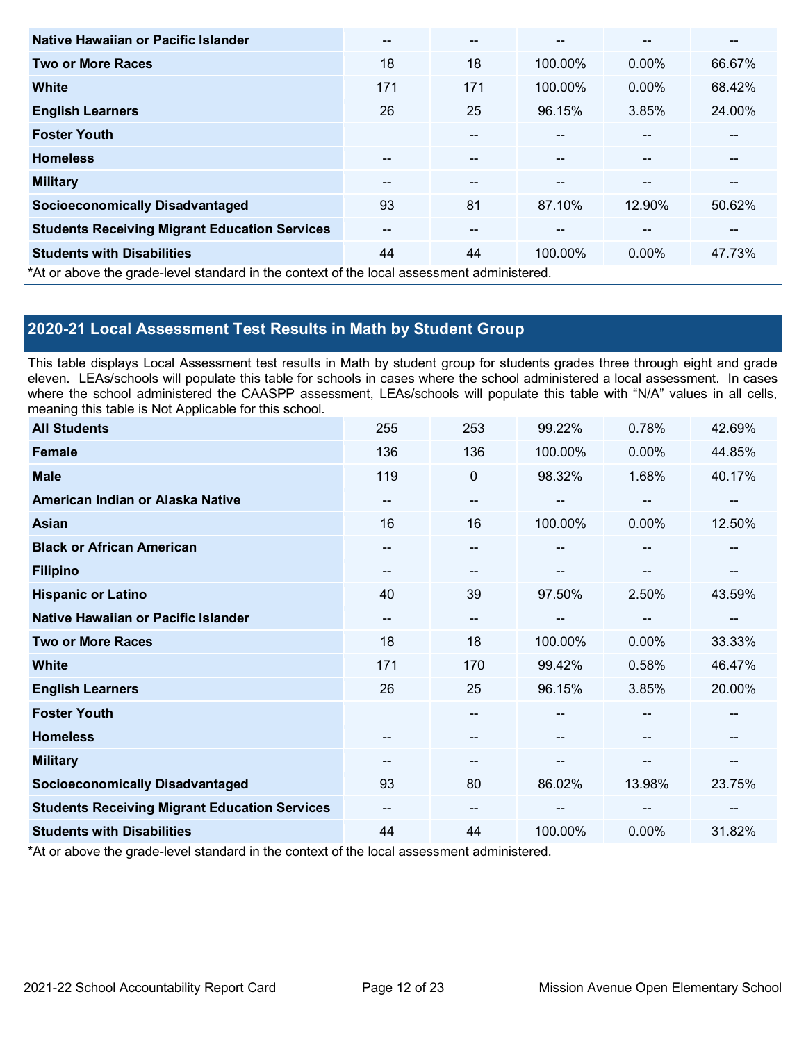| | | | | | |
|---|---|---|---|---|---|
| **Native Hawaiian or Pacific Islander** | -- | -- | -- | -- | -- |
| **Two or More Races** | 18 | 18 | 100.00% | 0.00% | 66.67% |
| **White** | 171 | 171 | 100.00% | 0.00% | 68.42% |
| **English Learners** | 26 | 25 | 96.15% | 3.85% | 24.00% |
| **Foster Youth** | | -- | -- | -- | -- |
| **Homeless** | -- | -- | -- | -- | -- |
| **Military** | -- | -- | -- | -- | -- |
| **Socioeconomically Disadvantaged** | 93 | 81 | 87.10% | 12.90% | 50.62% |
| **Students Receiving Migrant Education Services** | -- | -- | -- | -- | -- |
| **Students with Disabilities** | 44 | 44 | 100.00% | 0.00% | 47.73% |

*At or above the grade-level standard in the context of the local assessment administered.

## 2020-21 Local Assessment Test Results in Math by Student Group

This table displays Local Assessment test results in Math by student group for students grades three through eight and grade eleven. LEAs/schools will populate this table for schools in cases where the school administered a local assessment. In cases where the school administered the CAASPP assessment, LEAs/schools will populate this table with "N/A" values in all cells, meaning this table is Not Applicable for this school.

| | | | | | |
|---|---|---|---|---|---|
| **All Students** | 255 | 253 | 99.22% | 0.78% | 42.69% |
| **Female** | 136 | 136 | 100.00% | 0.00% | 44.85% |
| **Male** | 119 | 0 | 98.32% | 1.68% | 40.17% |
| **American Indian or Alaska Native** | -- | -- | -- | -- | -- |
| **Asian** | 16 | 16 | 100.00% | 0.00% | 12.50% |
| **Black or African American** | -- | -- | -- | -- | -- |
| **Filipino** | -- | -- | -- | -- | -- |
| **Hispanic or Latino** | 40 | 39 | 97.50% | 2.50% | 43.59% |
| **Native Hawaiian or Pacific Islander** | -- | -- | -- | -- | -- |
| **Two or More Races** | 18 | 18 | 100.00% | 0.00% | 33.33% |
| **White** | 171 | 170 | 99.42% | 0.58% | 46.47% |
| **English Learners** | 26 | 25 | 96.15% | 3.85% | 20.00% |
| **Foster Youth** | | -- | -- | -- | -- |
| **Homeless** | -- | -- | -- | -- | -- |
| **Military** | -- | -- | -- | -- | -- |
| **Socioeconomically Disadvantaged** | 93 | 80 | 86.02% | 13.98% | 23.75% |
| **Students Receiving Migrant Education Services** | -- | -- | -- | -- | -- |
| **Students with Disabilities** | 44 | 44 | 100.00% | 0.00% | 31.82% |

*At or above the grade-level standard in the context of the local assessment administered.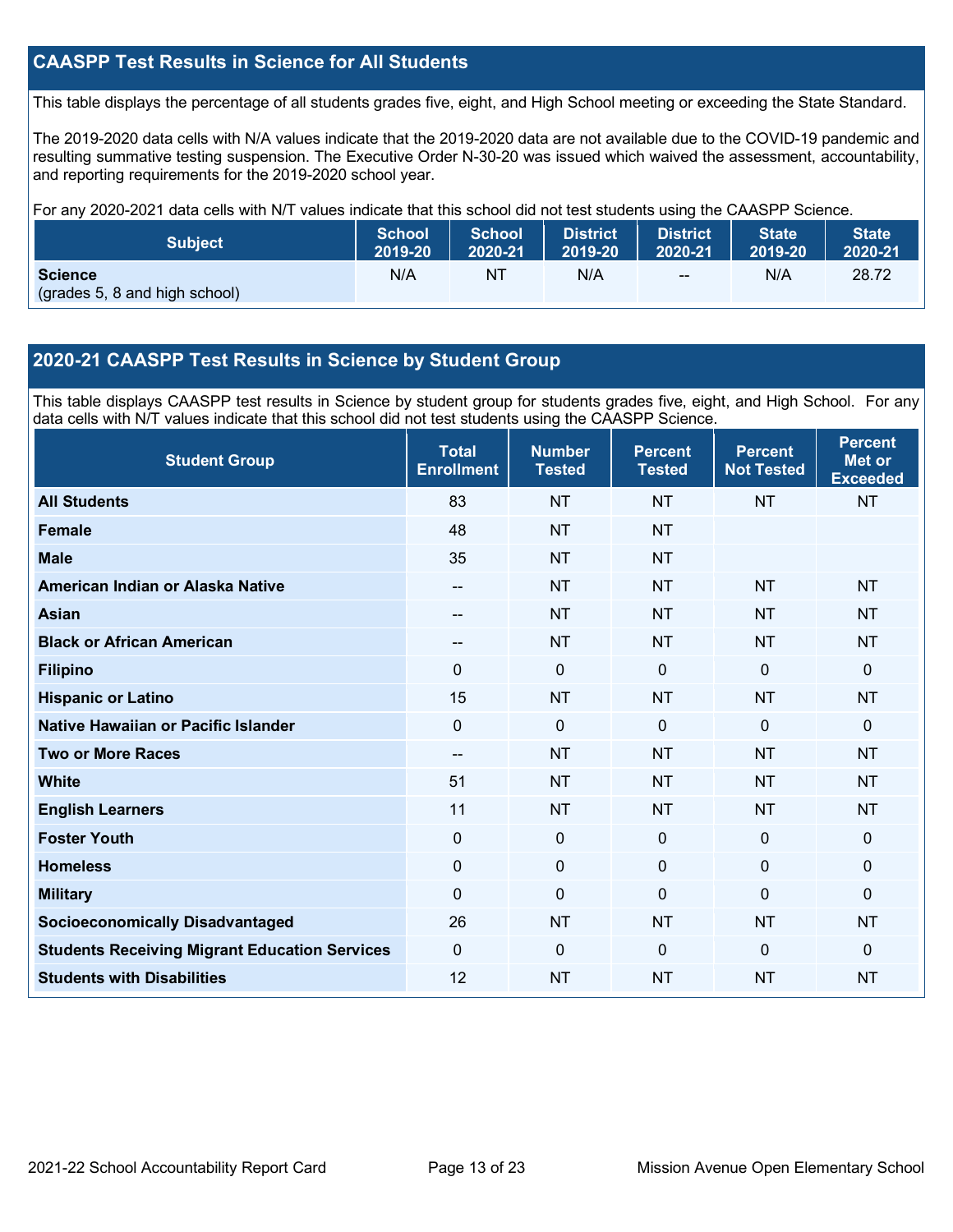## CAASPP Test Results in Science for All Students

This table displays the percentage of all students grades five, eight, and High School meeting or exceeding the State Standard.

The 2019-2020 data cells with N/A values indicate that the 2019-2020 data are not available due to the COVID-19 pandemic and resulting summative testing suspension. The Executive Order N-30-20 was issued which waived the assessment, accountability, and reporting requirements for the 2019-2020 school year.

For any 2020-2021 data cells with N/T values indicate that this school did not test students using the CAASPP Science.

| Subject | School 2019-20 | School 2020-21 | District 2019-20 | District 2020-21 | State 2019-20 | State 2020-21 |
|---|---|---|---|---|---|---|
| **Science** (grades 5, 8 and high school) | N/A | NT | N/A | -- | N/A | 28.72 |

## 2020-21 CAASPP Test Results in Science by Student Group

This table displays CAASPP test results in Science by student group for students grades five, eight, and High School. For any data cells with N/T values indicate that this school did not test students using the CAASPP Science.

| Student Group | Total Enrollment | Number Tested | Percent Tested | Percent Not Tested | Percent Met or Exceeded |
|---|---|---|---|---|---|
| **All Students** | 83 | NT | NT | NT | NT |
| **Female** | 48 | NT | NT | | |
| **Male** | 35 | NT | NT | | |
| **American Indian or Alaska Native** | -- | NT | NT | NT | NT |
| **Asian** | -- | NT | NT | NT | NT |
| **Black or African American** | -- | NT | NT | NT | NT |
| **Filipino** | 0 | 0 | 0 | 0 | 0 |
| **Hispanic or Latino** | 15 | NT | NT | NT | NT |
| **Native Hawaiian or Pacific Islander** | 0 | 0 | 0 | 0 | 0 |
| **Two or More Races** | -- | NT | NT | NT | NT |
| **White** | 51 | NT | NT | NT | NT |
| **English Learners** | 11 | NT | NT | NT | NT |
| **Foster Youth** | 0 | 0 | 0 | 0 | 0 |
| **Homeless** | 0 | 0 | 0 | 0 | 0 |
| **Military** | 0 | 0 | 0 | 0 | 0 |
| **Socioeconomically Disadvantaged** | 26 | NT | NT | NT | NT |
| **Students Receiving Migrant Education Services** | 0 | 0 | 0 | 0 | 0 |
| **Students with Disabilities** | 12 | NT | NT | NT | NT |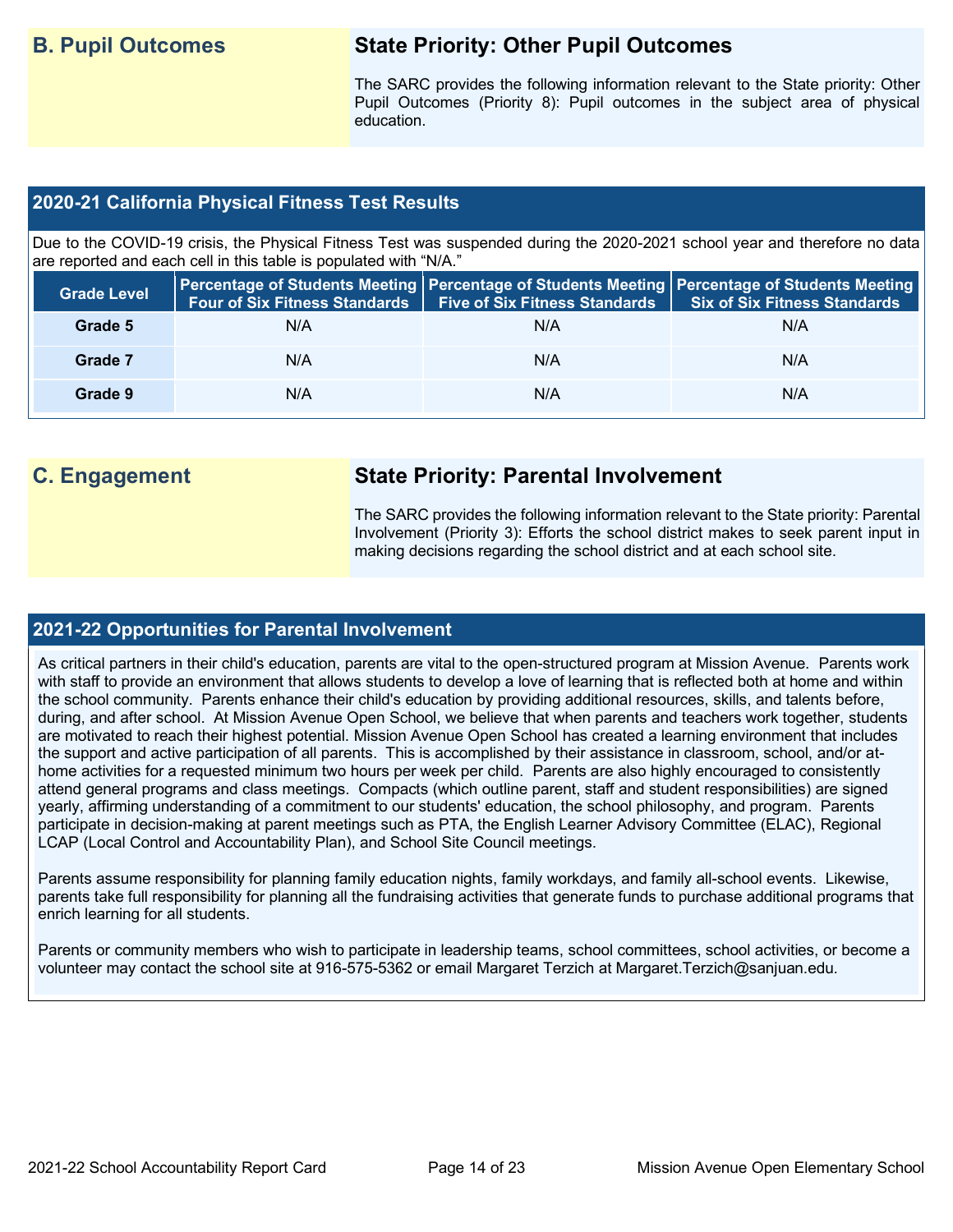## B. Pupil Outcomes

### State Priority: Other Pupil Outcomes

The SARC provides the following information relevant to the State priority: Other Pupil Outcomes (Priority 8): Pupil outcomes in the subject area of physical education.

### 2020-21 California Physical Fitness Test Results

Due to the COVID-19 crisis, the Physical Fitness Test was suspended during the 2020-2021 school year and therefore no data are reported and each cell in this table is populated with "N/A."

| Grade Level | Percentage of Students Meeting Four of Six Fitness Standards | Percentage of Students Meeting Five of Six Fitness Standards | Percentage of Students Meeting Six of Six Fitness Standards |
|---|---|---|---|
| Grade 5 | N/A | N/A | N/A |
| Grade 7 | N/A | N/A | N/A |
| Grade 9 | N/A | N/A | N/A |

## C. Engagement

### State Priority: Parental Involvement

The SARC provides the following information relevant to the State priority: Parental Involvement (Priority 3): Efforts the school district makes to seek parent input in making decisions regarding the school district and at each school site.

### 2021-22 Opportunities for Parental Involvement

As critical partners in their child's education, parents are vital to the open-structured program at Mission Avenue. Parents work with staff to provide an environment that allows students to develop a love of learning that is reflected both at home and within the school community. Parents enhance their child's education by providing additional resources, skills, and talents before, during, and after school. At Mission Avenue Open School, we believe that when parents and teachers work together, students are motivated to reach their highest potential. Mission Avenue Open School has created a learning environment that includes the support and active participation of all parents. This is accomplished by their assistance in classroom, school, and/or at-home activities for a requested minimum two hours per week per child. Parents are also highly encouraged to consistently attend general programs and class meetings. Compacts (which outline parent, staff and student responsibilities) are signed yearly, affirming understanding of a commitment to our students' education, the school philosophy, and program. Parents participate in decision-making at parent meetings such as PTA, the English Learner Advisory Committee (ELAC), Regional LCAP (Local Control and Accountability Plan), and School Site Council meetings.

Parents assume responsibility for planning family education nights, family workdays, and family all-school events. Likewise, parents take full responsibility for planning all the fundraising activities that generate funds to purchase additional programs that enrich learning for all students.

Parents or community members who wish to participate in leadership teams, school committees, school activities, or become a volunteer may contact the school site at 916-575-5362 or email Margaret Terzich at Margaret.Terzich@sanjuan.edu.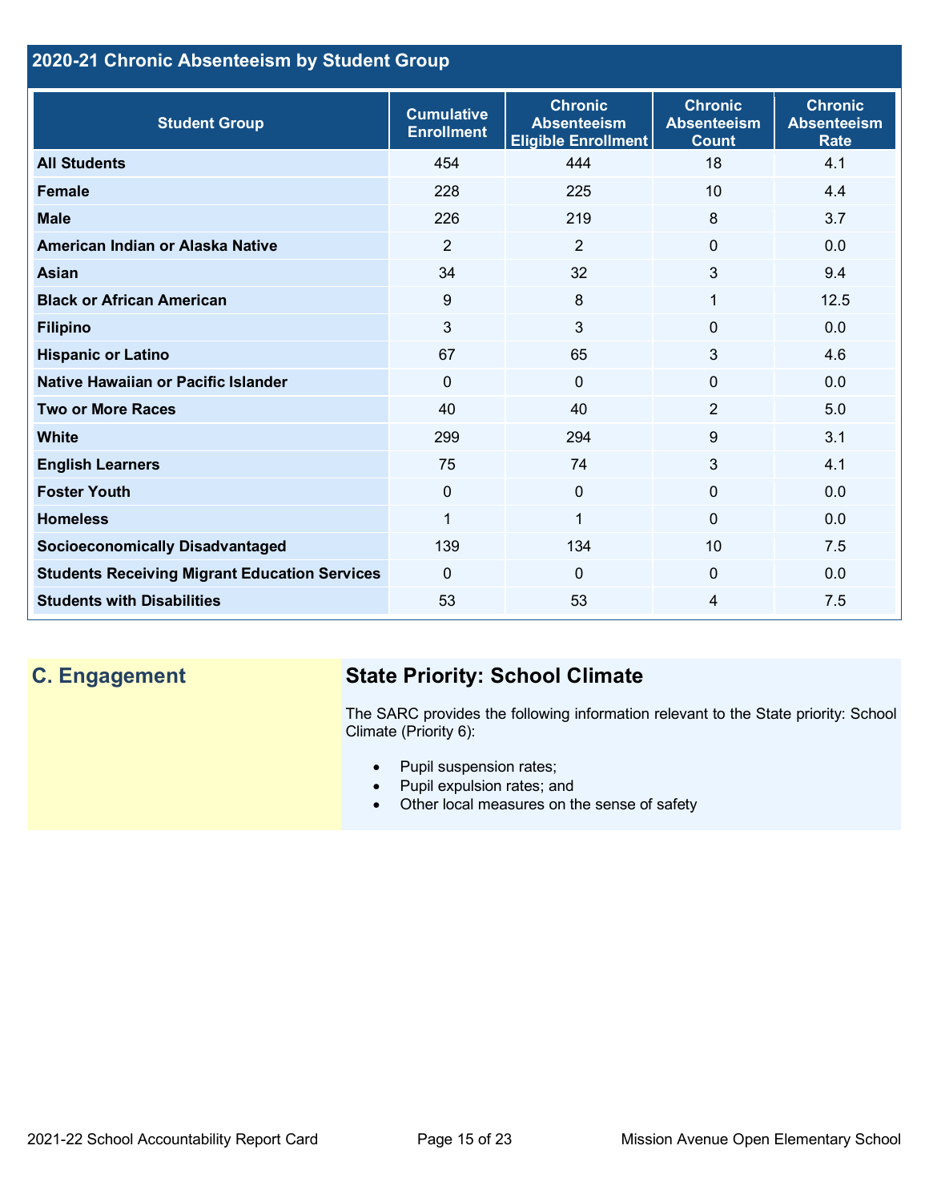## 2020-21 Chronic Absenteeism by Student Group

| Student Group | Cumulative Enrollment | Chronic Absenteeism Eligible Enrollment | Chronic Absenteeism Count | Chronic Absenteeism Rate |
|---|---|---|---|---|
| **All Students** | 454 | 444 | 18 | 4.1 |
| **Female** | 228 | 225 | 10 | 4.4 |
| **Male** | 226 | 219 | 8 | 3.7 |
| **American Indian or Alaska Native** | 2 | 2 | 0 | 0.0 |
| **Asian** | 34 | 32 | 3 | 9.4 |
| **Black or African American** | 9 | 8 | 1 | 12.5 |
| **Filipino** | 3 | 3 | 0 | 0.0 |
| **Hispanic or Latino** | 67 | 65 | 3 | 4.6 |
| **Native Hawaiian or Pacific Islander** | 0 | 0 | 0 | 0.0 |
| **Two or More Races** | 40 | 40 | 2 | 5.0 |
| **White** | 299 | 294 | 9 | 3.1 |
| **English Learners** | 75 | 74 | 3 | 4.1 |
| **Foster Youth** | 0 | 0 | 0 | 0.0 |
| **Homeless** | 1 | 1 | 0 | 0.0 |
| **Socioeconomically Disadvantaged** | 139 | 134 | 10 | 7.5 |
| **Students Receiving Migrant Education Services** | 0 | 0 | 0 | 0.0 |
| **Students with Disabilities** | 53 | 53 | 4 | 7.5 |

## C. Engagement

### State Priority: School Climate

The SARC provides the following information relevant to the State priority: School Climate (Priority 6):

- Pupil suspension rates;
- Pupil expulsion rates; and
- Other local measures on the sense of safety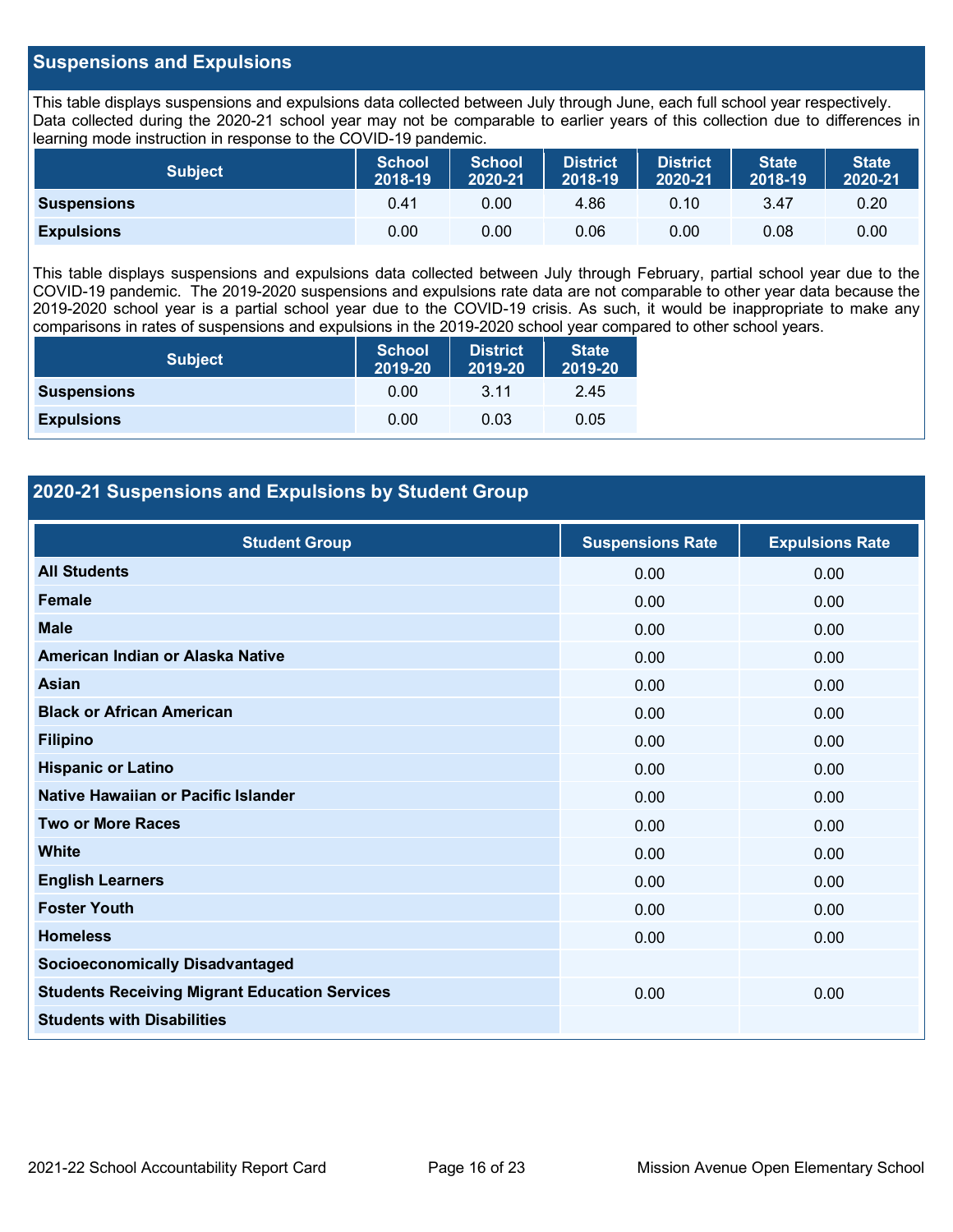## Suspensions and Expulsions

This table displays suspensions and expulsions data collected between July through June, each full school year respectively. Data collected during the 2020-21 school year may not be comparable to earlier years of this collection due to differences in learning mode instruction in response to the COVID-19 pandemic.

| Subject | School 2018-19 | School 2020-21 | District 2018-19 | District 2020-21 | State 2018-19 | State 2020-21 |
|---|---|---|---|---|---|---|
| **Suspensions** | 0.41 | 0.00 | 4.86 | 0.10 | 3.47 | 0.20 |
| **Expulsions** | 0.00 | 0.00 | 0.06 | 0.00 | 0.08 | 0.00 |

This table displays suspensions and expulsions data collected between July through February, partial school year due to the COVID-19 pandemic. The 2019-2020 suspensions and expulsions rate data are not comparable to other year data because the 2019-2020 school year is a partial school year due to the COVID-19 crisis. As such, it would be inappropriate to make any comparisons in rates of suspensions and expulsions in the 2019-2020 school year compared to other school years.

| Subject | School 2019-20 | District 2019-20 | State 2019-20 |
|---|---|---|---|
| **Suspensions** | 0.00 | 3.11 | 2.45 |
| **Expulsions** | 0.00 | 0.03 | 0.05 |

## 2020-21 Suspensions and Expulsions by Student Group

| Student Group | Suspensions Rate | Expulsions Rate |
|---|---|---|
| **All Students** | 0.00 | 0.00 |
| **Female** | 0.00 | 0.00 |
| **Male** | 0.00 | 0.00 |
| **American Indian or Alaska Native** | 0.00 | 0.00 |
| **Asian** | 0.00 | 0.00 |
| **Black or African American** | 0.00 | 0.00 |
| **Filipino** | 0.00 | 0.00 |
| **Hispanic or Latino** | 0.00 | 0.00 |
| **Native Hawaiian or Pacific Islander** | 0.00 | 0.00 |
| **Two or More Races** | 0.00 | 0.00 |
| **White** | 0.00 | 0.00 |
| **English Learners** | 0.00 | 0.00 |
| **Foster Youth** | 0.00 | 0.00 |
| **Homeless** | 0.00 | 0.00 |
| **Socioeconomically Disadvantaged** | | |
| **Students Receiving Migrant Education Services** | 0.00 | 0.00 |
| **Students with Disabilities** | | |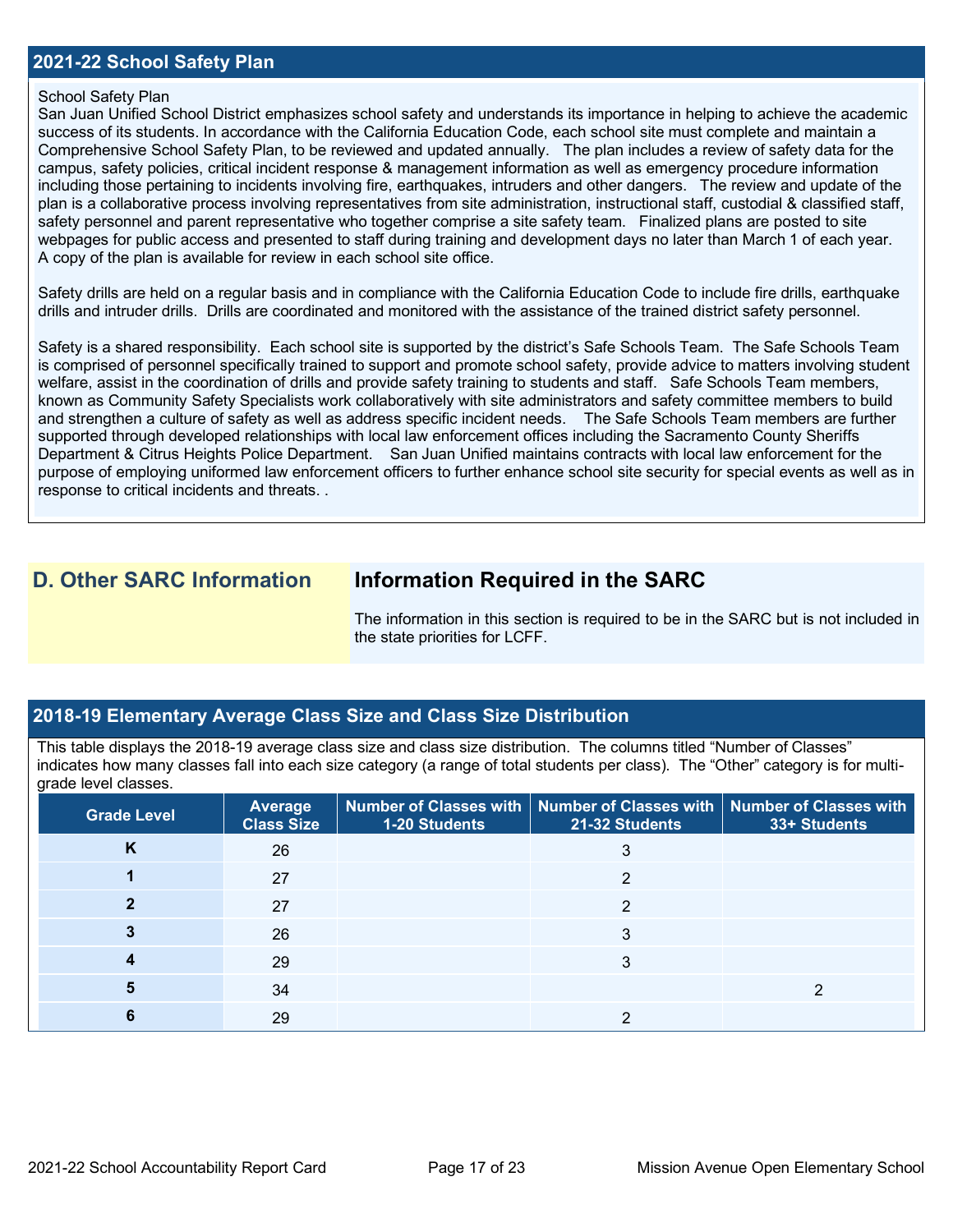## 2021-22 School Safety Plan

School Safety Plan
San Juan Unified School District emphasizes school safety and understands its importance in helping to achieve the academic success of its students. In accordance with the California Education Code, each school site must complete and maintain a Comprehensive School Safety Plan, to be reviewed and updated annually. The plan includes a review of safety data for the campus, safety policies, critical incident response & management information as well as emergency procedure information including those pertaining to incidents involving fire, earthquakes, intruders and other dangers. The review and update of the plan is a collaborative process involving representatives from site administration, instructional staff, custodial & classified staff, safety personnel and parent representative who together comprise a site safety team. Finalized plans are posted to site webpages for public access and presented to staff during training and development days no later than March 1 of each year. A copy of the plan is available for review in each school site office.

Safety drills are held on a regular basis and in compliance with the California Education Code to include fire drills, earthquake drills and intruder drills. Drills are coordinated and monitored with the assistance of the trained district safety personnel.

Safety is a shared responsibility. Each school site is supported by the district's Safe Schools Team. The Safe Schools Team is comprised of personnel specifically trained to support and promote school safety, provide advice to matters involving student welfare, assist in the coordination of drills and provide safety training to students and staff. Safe Schools Team members, known as Community Safety Specialists work collaboratively with site administrators and safety committee members to build and strengthen a culture of safety as well as address specific incident needs. The Safe Schools Team members are further supported through developed relationships with local law enforcement offices including the Sacramento County Sheriffs Department & Citrus Heights Police Department. San Juan Unified maintains contracts with local law enforcement for the purpose of employing uniformed law enforcement officers to further enhance school site security for special events as well as in response to critical incidents and threats. .

## D. Other SARC Information

### Information Required in the SARC

The information in this section is required to be in the SARC but is not included in the state priorities for LCFF.

## 2018-19 Elementary Average Class Size and Class Size Distribution

This table displays the 2018-19 average class size and class size distribution. The columns titled "Number of Classes" indicates how many classes fall into each size category (a range of total students per class). The "Other" category is for multi-grade level classes.

| Grade Level | Average Class Size | Number of Classes with 1-20 Students | Number of Classes with 21-32 Students | Number of Classes with 33+ Students |
|---|---|---|---|---|
| K | 26 | | 3 | |
| 1 | 27 | | 2 | |
| 2 | 27 | | 2 | |
| 3 | 26 | | 3 | |
| 4 | 29 | | 3 | |
| 5 | 34 | | | 2 |
| 6 | 29 | | 2 | |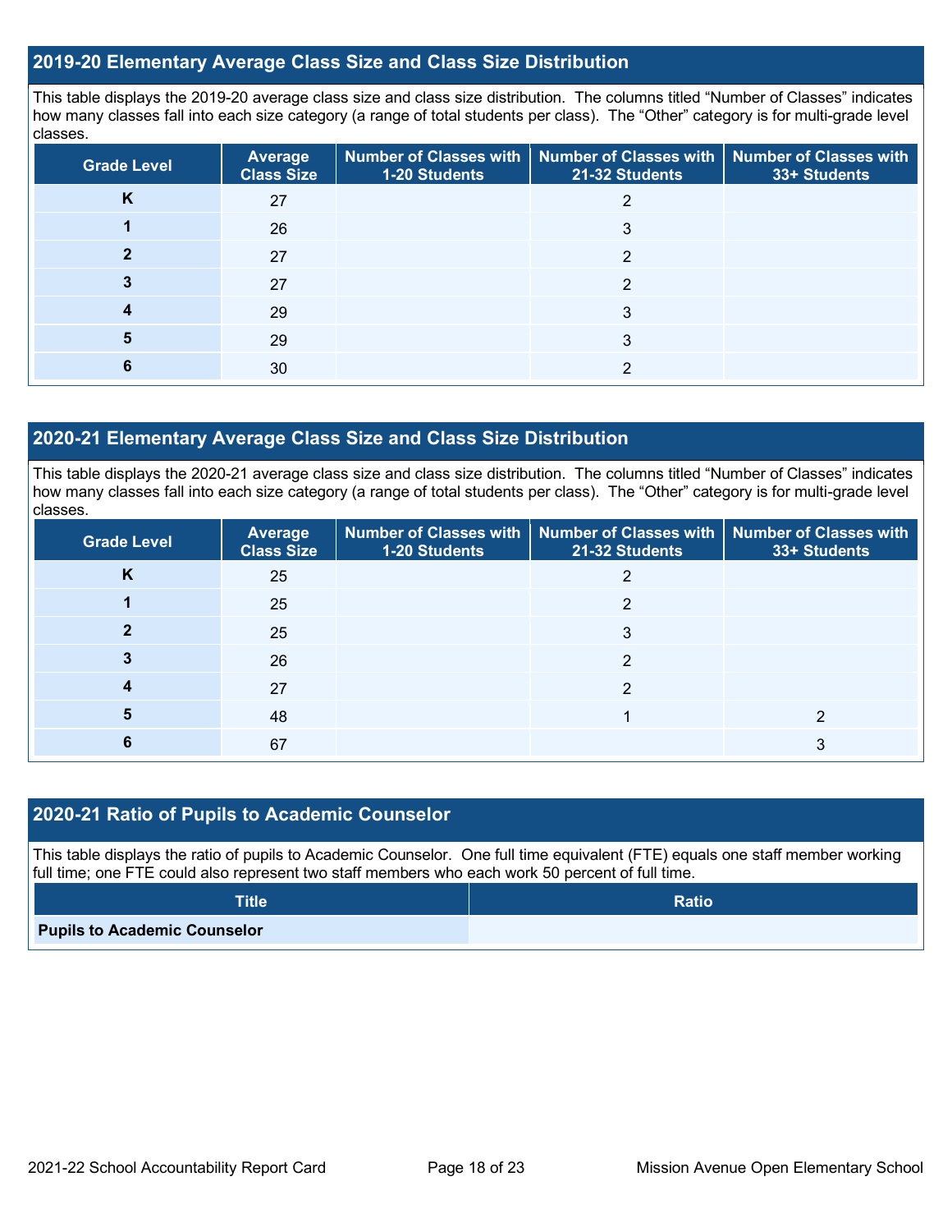## 2019-20 Elementary Average Class Size and Class Size Distribution

This table displays the 2019-20 average class size and class size distribution. The columns titled "Number of Classes" indicates how many classes fall into each size category (a range of total students per class). The "Other" category is for multi-grade level classes.

| Grade Level | Average Class Size | Number of Classes with 1-20 Students | Number of Classes with 21-32 Students | Number of Classes with 33+ Students |
|---|---|---|---|---|
| K | 27 | | 2 | |
| 1 | 26 | | 3 | |
| 2 | 27 | | 2 | |
| 3 | 27 | | 2 | |
| 4 | 29 | | 3 | |
| 5 | 29 | | 3 | |
| 6 | 30 | | 2 | |

## 2020-21 Elementary Average Class Size and Class Size Distribution

This table displays the 2020-21 average class size and class size distribution. The columns titled "Number of Classes" indicates how many classes fall into each size category (a range of total students per class). The "Other" category is for multi-grade level classes.

| Grade Level | Average Class Size | Number of Classes with 1-20 Students | Number of Classes with 21-32 Students | Number of Classes with 33+ Students |
|---|---|---|---|---|
| K | 25 | | 2 | |
| 1 | 25 | | 2 | |
| 2 | 25 | | 3 | |
| 3 | 26 | | 2 | |
| 4 | 27 | | 2 | |
| 5 | 48 | | 1 | 2 |
| 6 | 67 | | | 3 |

## 2020-21 Ratio of Pupils to Academic Counselor

This table displays the ratio of pupils to Academic Counselor. One full time equivalent (FTE) equals one staff member working full time; one FTE could also represent two staff members who each work 50 percent of full time.

| Title | Ratio |
|---|---|
| **Pupils to Academic Counselor** | |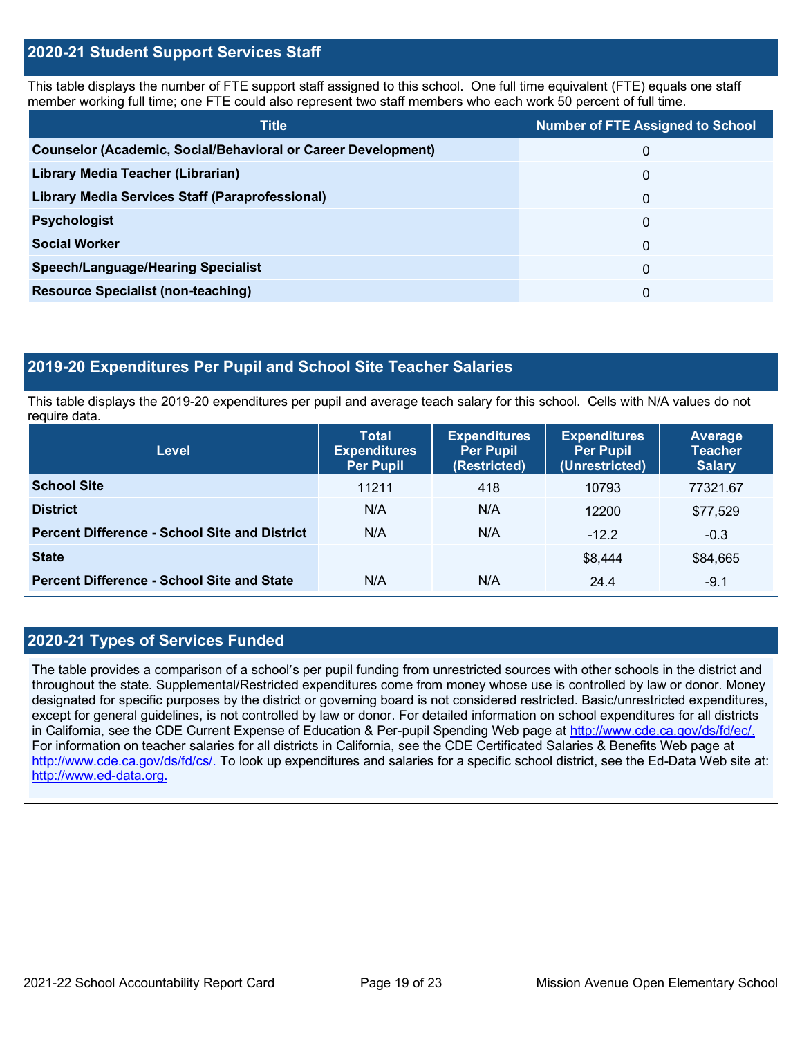## 2020-21 Student Support Services Staff

This table displays the number of FTE support staff assigned to this school. One full time equivalent (FTE) equals one staff member working full time; one FTE could also represent two staff members who each work 50 percent of full time.

| Title | Number of FTE Assigned to School |
|---|---|
| Counselor (Academic, Social/Behavioral or Career Development) | 0 |
| Library Media Teacher (Librarian) | 0 |
| Library Media Services Staff (Paraprofessional) | 0 |
| Psychologist | 0 |
| Social Worker | 0 |
| Speech/Language/Hearing Specialist | 0 |
| Resource Specialist (non-teaching) | 0 |

## 2019-20 Expenditures Per Pupil and School Site Teacher Salaries

This table displays the 2019-20 expenditures per pupil and average teach salary for this school. Cells with N/A values do not require data.

| Level | Total Expenditures Per Pupil | Expenditures Per Pupil (Restricted) | Expenditures Per Pupil (Unrestricted) | Average Teacher Salary |
|---|---|---|---|---|
| School Site | 11211 | 418 | 10793 | 77321.67 |
| District | N/A | N/A | 12200 | $77,529 |
| Percent Difference - School Site and District | N/A | N/A | -12.2 | -0.3 |
| State | | | $8,444 | $84,665 |
| Percent Difference - School Site and State | N/A | N/A | 24.4 | -9.1 |

## 2020-21 Types of Services Funded

The table provides a comparison of a school's per pupil funding from unrestricted sources with other schools in the district and throughout the state. Supplemental/Restricted expenditures come from money whose use is controlled by law or donor. Money designated for specific purposes by the district or governing board is not considered restricted. Basic/unrestricted expenditures, except for general guidelines, is not controlled by law or donor. For detailed information on school expenditures for all districts in California, see the CDE Current Expense of Education & Per-pupil Spending Web page at http://www.cde.ca.gov/ds/fd/ec/. For information on teacher salaries for all districts in California, see the CDE Certificated Salaries & Benefits Web page at http://www.cde.ca.gov/ds/fd/cs/. To look up expenditures and salaries for a specific school district, see the Ed-Data Web site at: http://www.ed-data.org.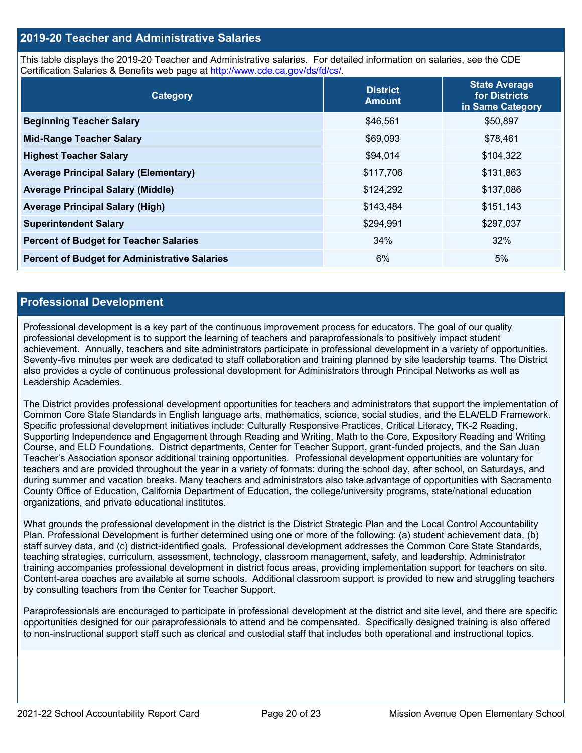## 2019-20 Teacher and Administrative Salaries

This table displays the 2019-20 Teacher and Administrative salaries. For detailed information on salaries, see the CDE Certification Salaries & Benefits web page at http://www.cde.ca.gov/ds/fd/cs/.

| Category | District Amount | State Average for Districts in Same Category |
|---|---|---|
| **Beginning Teacher Salary** | $46,561 | $50,897 |
| **Mid-Range Teacher Salary** | $69,093 | $78,461 |
| **Highest Teacher Salary** | $94,014 | $104,322 |
| **Average Principal Salary (Elementary)** | $117,706 | $131,863 |
| **Average Principal Salary (Middle)** | $124,292 | $137,086 |
| **Average Principal Salary (High)** | $143,484 | $151,143 |
| **Superintendent Salary** | $294,991 | $297,037 |
| **Percent of Budget for Teacher Salaries** | 34% | 32% |
| **Percent of Budget for Administrative Salaries** | 6% | 5% |

## Professional Development

Professional development is a key part of the continuous improvement process for educators. The goal of our quality professional development is to support the learning of teachers and paraprofessionals to positively impact student achievement. Annually, teachers and site administrators participate in professional development in a variety of opportunities. Seventy-five minutes per week are dedicated to staff collaboration and training planned by site leadership teams. The District also provides a cycle of continuous professional development for Administrators through Principal Networks as well as Leadership Academies.

The District provides professional development opportunities for teachers and administrators that support the implementation of Common Core State Standards in English language arts, mathematics, science, social studies, and the ELA/ELD Framework. Specific professional development initiatives include: Culturally Responsive Practices, Critical Literacy, TK-2 Reading, Supporting Independence and Engagement through Reading and Writing, Math to the Core, Expository Reading and Writing Course, and ELD Foundations. District departments, Center for Teacher Support, grant-funded projects, and the San Juan Teacher's Association sponsor additional training opportunities. Professional development opportunities are voluntary for teachers and are provided throughout the year in a variety of formats: during the school day, after school, on Saturdays, and during summer and vacation breaks. Many teachers and administrators also take advantage of opportunities with Sacramento County Office of Education, California Department of Education, the college/university programs, state/national education organizations, and private educational institutes.

What grounds the professional development in the district is the District Strategic Plan and the Local Control Accountability Plan. Professional Development is further determined using one or more of the following: (a) student achievement data, (b) staff survey data, and (c) district-identified goals. Professional development addresses the Common Core State Standards, teaching strategies, curriculum, assessment, technology, classroom management, safety, and leadership. Administrator training accompanies professional development in district focus areas, providing implementation support for teachers on site. Content-area coaches are available at some schools. Additional classroom support is provided to new and struggling teachers by consulting teachers from the Center for Teacher Support.

Paraprofessionals are encouraged to participate in professional development at the district and site level, and there are specific opportunities designed for our paraprofessionals to attend and be compensated. Specifically designed training is also offered to non-instructional support staff such as clerical and custodial staff that includes both operational and instructional topics.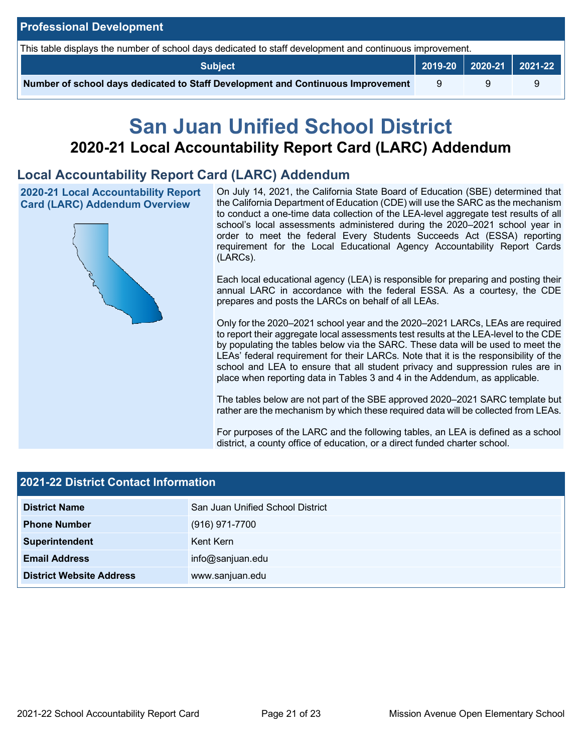## Professional Development

This table displays the number of school days dedicated to staff development and continuous improvement.

| Subject | 2019-20 | 2020-21 | 2021-22 |
|---|---|---|---|
| **Number of school days dedicated to Staff Development and Continuous Improvement** | 9 | 9 | 9 |

# San Juan Unified School District

## 2020-21 Local Accountability Report Card (LARC) Addendum

## Local Accountability Report Card (LARC) Addendum

### 2020-21 Local Accountability Report Card (LARC) Addendum Overview

On July 14, 2021, the California State Board of Education (SBE) determined that the California Department of Education (CDE) will use the SARC as the mechanism to conduct a one-time data collection of the LEA-level aggregate test results of all school's local assessments administered during the 2020–2021 school year in order to meet the federal Every Students Succeeds Act (ESSA) reporting requirement for the Local Educational Agency Accountability Report Cards (LARCs).

Each local educational agency (LEA) is responsible for preparing and posting their annual LARC in accordance with the federal ESSA. As a courtesy, the CDE prepares and posts the LARCs on behalf of all LEAs.

Only for the 2020–2021 school year and the 2020–2021 LARCs, LEAs are required to report their aggregate local assessments test results at the LEA-level to the CDE by populating the tables below via the SARC. These data will be used to meet the LEAs' federal requirement for their LARCs. Note that it is the responsibility of the school and LEA to ensure that all student privacy and suppression rules are in place when reporting data in Tables 3 and 4 in the Addendum, as applicable.

The tables below are not part of the SBE approved 2020–2021 SARC template but rather are the mechanism by which these required data will be collected from LEAs.

For purposes of the LARC and the following tables, an LEA is defined as a school district, a county office of education, or a direct funded charter school.

## 2021-22 District Contact Information

| | |
|---|---|
| **District Name** | San Juan Unified School District |
| **Phone Number** | (916) 971-7700 |
| **Superintendent** | Kent Kern |
| **Email Address** | info@sanjuan.edu |
| **District Website Address** | www.sanjuan.edu |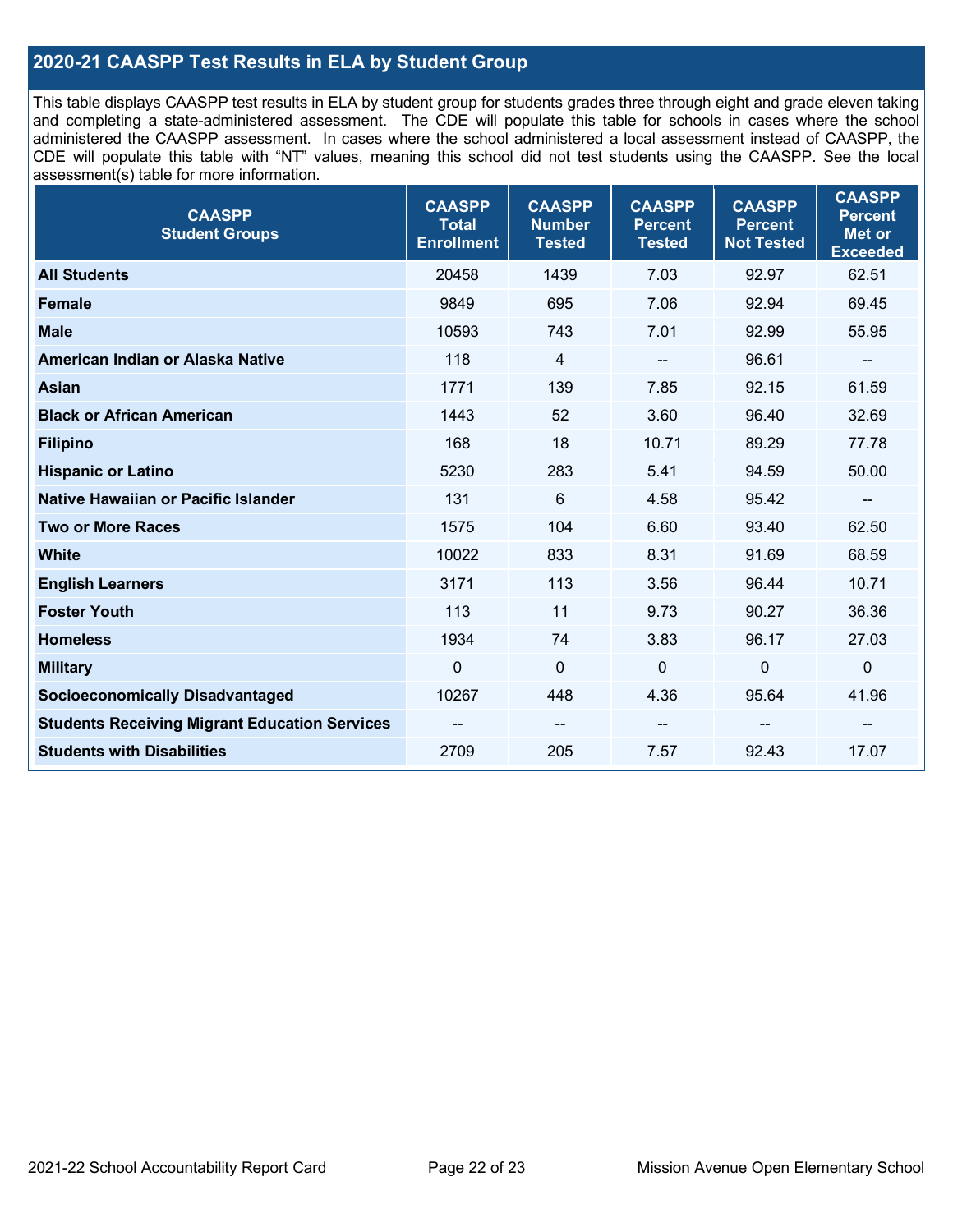## 2020-21 CAASPP Test Results in ELA by Student Group

This table displays CAASPP test results in ELA by student group for students grades three through eight and grade eleven taking and completing a state-administered assessment. The CDE will populate this table for schools in cases where the school administered the CAASPP assessment. In cases where the school administered a local assessment instead of CAASPP, the CDE will populate this table with "NT" values, meaning this school did not test students using the CAASPP. See the local assessment(s) table for more information.

| CAASPP Student Groups | CAASPP Total Enrollment | CAASPP Number Tested | CAASPP Percent Tested | CAASPP Percent Not Tested | CAASPP Percent Met or Exceeded |
|---|---|---|---|---|---|
| **All Students** | 20458 | 1439 | 7.03 | 92.97 | 62.51 |
| **Female** | 9849 | 695 | 7.06 | 92.94 | 69.45 |
| **Male** | 10593 | 743 | 7.01 | 92.99 | 55.95 |
| **American Indian or Alaska Native** | 118 | 4 | -- | 96.61 | -- |
| **Asian** | 1771 | 139 | 7.85 | 92.15 | 61.59 |
| **Black or African American** | 1443 | 52 | 3.60 | 96.40 | 32.69 |
| **Filipino** | 168 | 18 | 10.71 | 89.29 | 77.78 |
| **Hispanic or Latino** | 5230 | 283 | 5.41 | 94.59 | 50.00 |
| **Native Hawaiian or Pacific Islander** | 131 | 6 | 4.58 | 95.42 | -- |
| **Two or More Races** | 1575 | 104 | 6.60 | 93.40 | 62.50 |
| **White** | 10022 | 833 | 8.31 | 91.69 | 68.59 |
| **English Learners** | 3171 | 113 | 3.56 | 96.44 | 10.71 |
| **Foster Youth** | 113 | 11 | 9.73 | 90.27 | 36.36 |
| **Homeless** | 1934 | 74 | 3.83 | 96.17 | 27.03 |
| **Military** | 0 | 0 | 0 | 0 | 0 |
| **Socioeconomically Disadvantaged** | 10267 | 448 | 4.36 | 95.64 | 41.96 |
| **Students Receiving Migrant Education Services** | -- | -- | -- | -- | -- |
| **Students with Disabilities** | 2709 | 205 | 7.57 | 92.43 | 17.07 |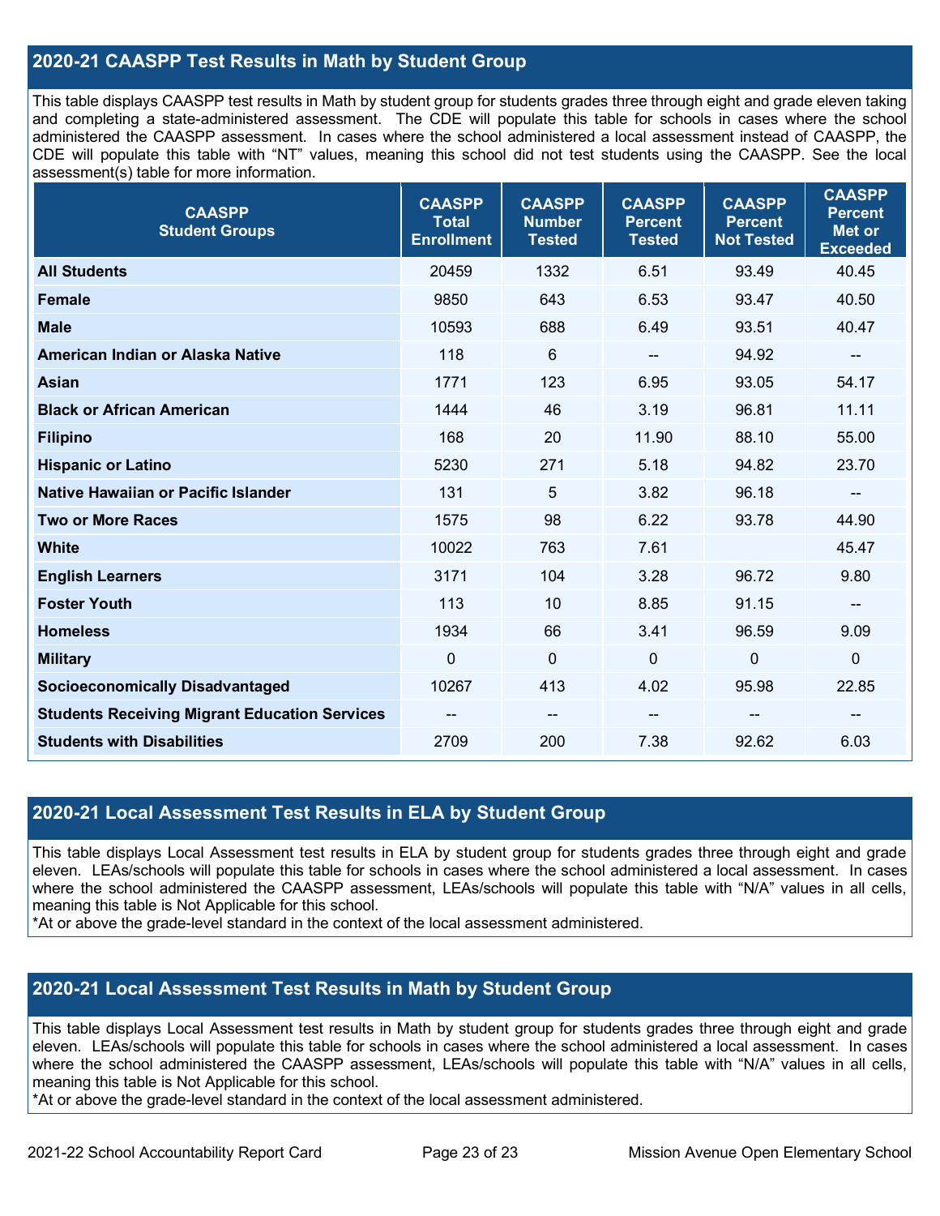## 2020-21 CAASPP Test Results in Math by Student Group

This table displays CAASPP test results in Math by student group for students grades three through eight and grade eleven taking and completing a state-administered assessment. The CDE will populate this table for schools in cases where the school administered the CAASPP assessment. In cases where the school administered a local assessment instead of CAASPP, the CDE will populate this table with "NT" values, meaning this school did not test students using the CAASPP. See the local assessment(s) table for more information.

| CAASPP Student Groups | CAASPP Total Enrollment | CAASPP Number Tested | CAASPP Percent Tested | CAASPP Percent Not Tested | CAASPP Percent Met or Exceeded |
|---|---|---|---|---|---|
| **All Students** | 20459 | 1332 | 6.51 | 93.49 | 40.45 |
| **Female** | 9850 | 643 | 6.53 | 93.47 | 40.50 |
| **Male** | 10593 | 688 | 6.49 | 93.51 | 40.47 |
| **American Indian or Alaska Native** | 118 | 6 | -- | 94.92 | -- |
| **Asian** | 1771 | 123 | 6.95 | 93.05 | 54.17 |
| **Black or African American** | 1444 | 46 | 3.19 | 96.81 | 11.11 |
| **Filipino** | 168 | 20 | 11.90 | 88.10 | 55.00 |
| **Hispanic or Latino** | 5230 | 271 | 5.18 | 94.82 | 23.70 |
| **Native Hawaiian or Pacific Islander** | 131 | 5 | 3.82 | 96.18 | -- |
| **Two or More Races** | 1575 | 98 | 6.22 | 93.78 | 44.90 |
| **White** | 10022 | 763 | 7.61 | | 45.47 |
| **English Learners** | 3171 | 104 | 3.28 | 96.72 | 9.80 |
| **Foster Youth** | 113 | 10 | 8.85 | 91.15 | -- |
| **Homeless** | 1934 | 66 | 3.41 | 96.59 | 9.09 |
| **Military** | 0 | 0 | 0 | 0 | 0 |
| **Socioeconomically Disadvantaged** | 10267 | 413 | 4.02 | 95.98 | 22.85 |
| **Students Receiving Migrant Education Services** | -- | -- | -- | -- | -- |
| **Students with Disabilities** | 2709 | 200 | 7.38 | 92.62 | 6.03 |

## 2020-21 Local Assessment Test Results in ELA by Student Group

This table displays Local Assessment test results in ELA by student group for students grades three through eight and grade eleven. LEAs/schools will populate this table for schools in cases where the school administered a local assessment. In cases where the school administered the CAASPP assessment, LEAs/schools will populate this table with "N/A" values in all cells, meaning this table is Not Applicable for this school.
*At or above the grade-level standard in the context of the local assessment administered.

## 2020-21 Local Assessment Test Results in Math by Student Group

This table displays Local Assessment test results in Math by student group for students grades three through eight and grade eleven. LEAs/schools will populate this table for schools in cases where the school administered a local assessment. In cases where the school administered the CAASPP assessment, LEAs/schools will populate this table with "N/A" values in all cells, meaning this table is Not Applicable for this school.
*At or above the grade-level standard in the context of the local assessment administered.